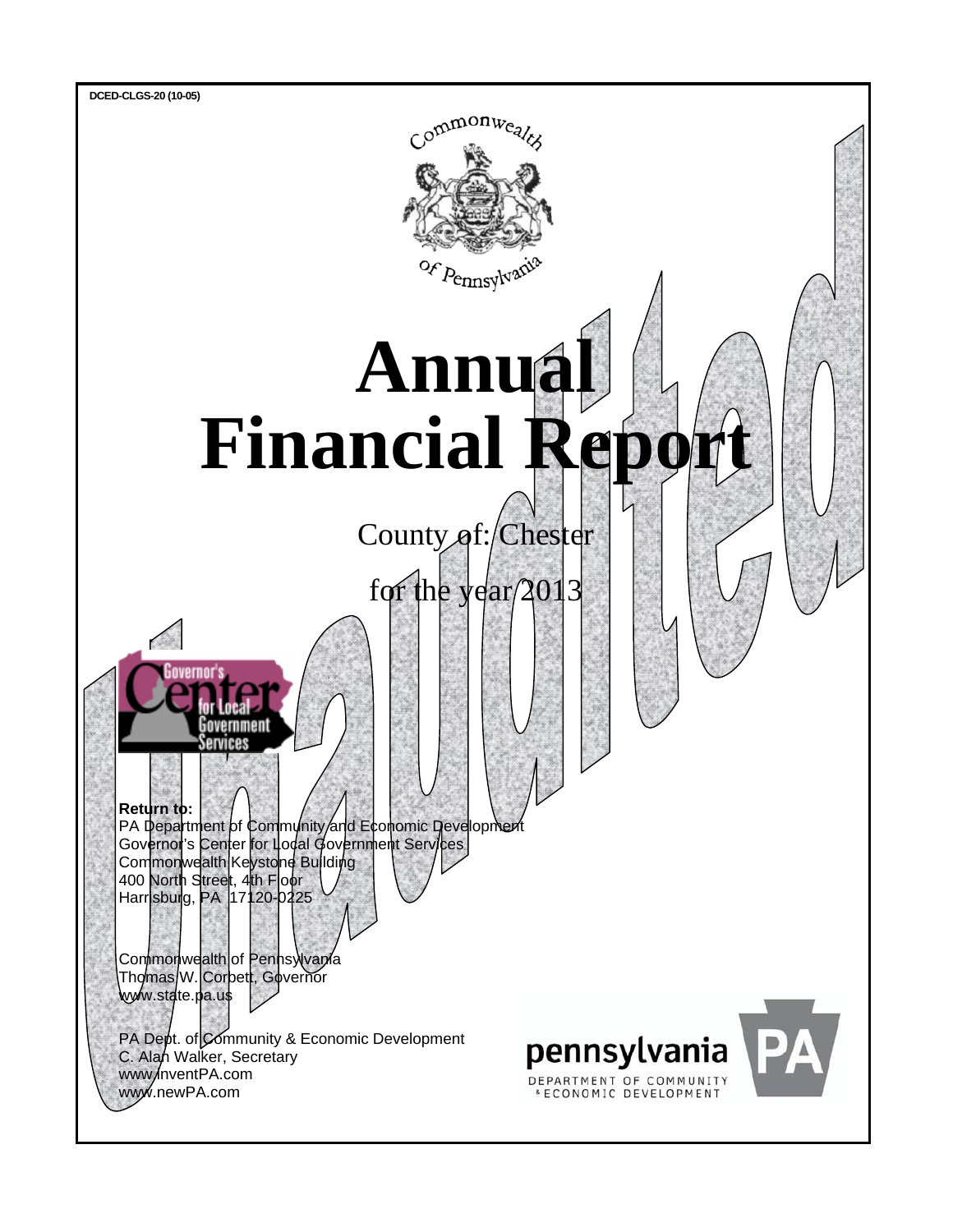DCED-CLGS-20 (10-05)

Commonwealth of Pennsylvania

# Annual Financial Report

County of: Chester

for the year 2013

Unaudited

**Return to:**
PA Department of Community and Economic Development
Governor's Center for Local Government Services
Commonwealth Keystone Building
400 North Street, 4th Floor
Harrisburg, PA 17120-0225

Commonwealth of Pennsylvania
Thomas W. Corbett, Governor
www.state.pa.us

PA Dept. of Community & Economic Development
C. Alan Walker, Secretary
www.inventPA.com
www.newPA.com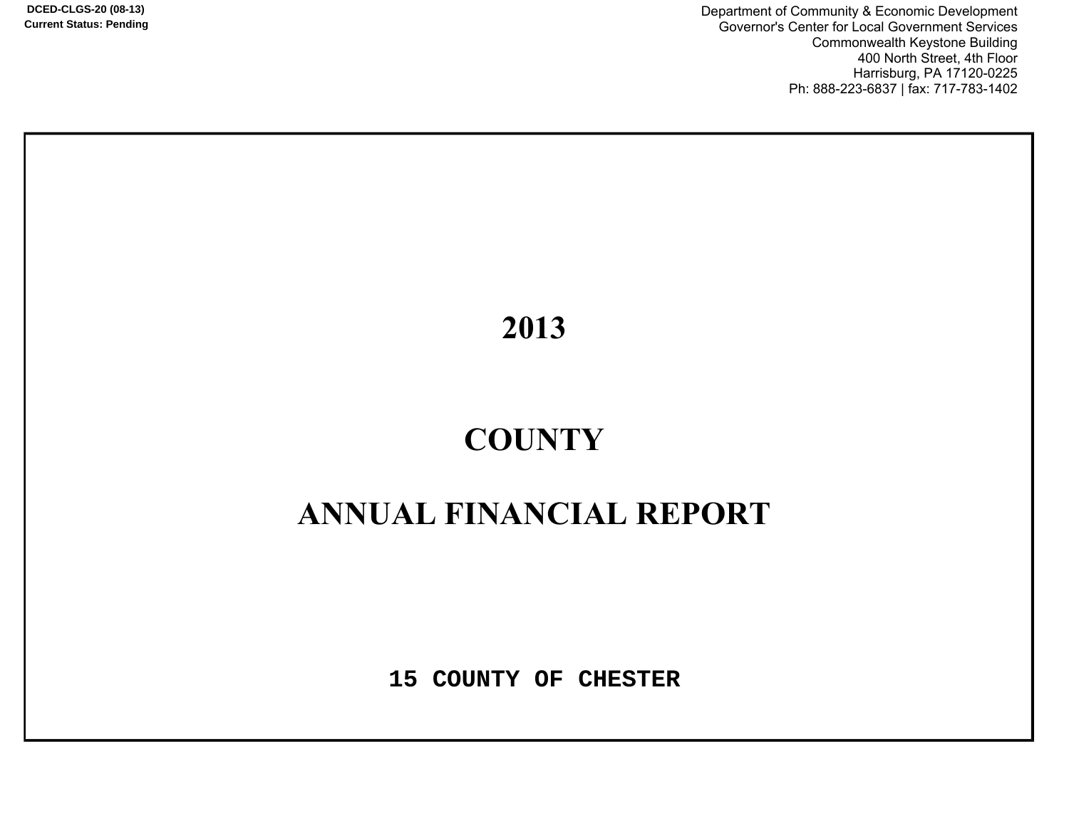DCED-CLGS-20 (08-13)
Current Status: Pending

Department of Community & Economic Development
Governor's Center for Local Government Services
Commonwealth Keystone Building
400 North Street, 4th Floor
Harrisburg, PA 17120-0225
Ph: 888-223-6837 | fax: 717-783-1402

# 2013

# COUNTY

# ANNUAL FINANCIAL REPORT

**15 COUNTY OF CHESTER**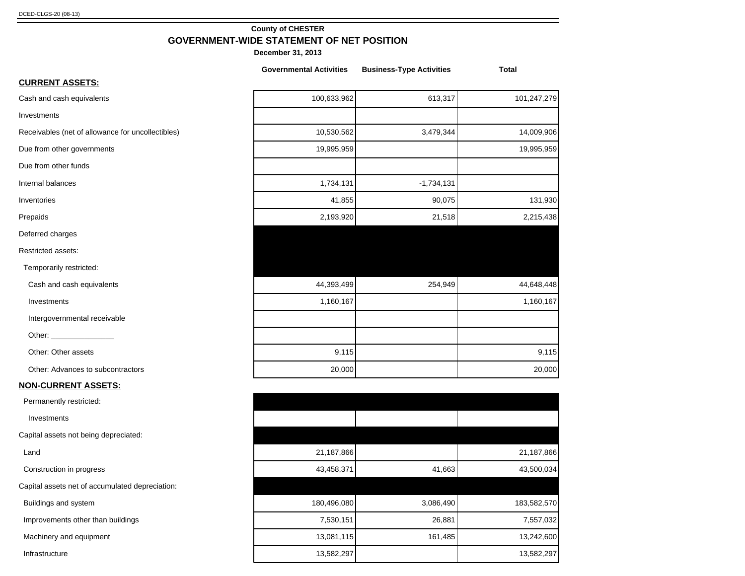DCED-CLGS-20 (08-13)

**County of CHESTER**

# GOVERNMENT-WIDE STATEMENT OF NET POSITION

**December 31, 2013**

| | Governmental Activities | Business-Type Activities | Total |
|---|---|---|---|
| **CURRENT ASSETS:** | | | |
| Cash and cash equivalents | 100,633,962 | 613,317 | 101,247,279 |
| Investments | | | |
| Receivables (net of allowance for uncollectibles) | 10,530,562 | 3,479,344 | 14,009,906 |
| Due from other governments | 19,995,959 | | 19,995,959 |
| Due from other funds | | | |
| Internal balances | 1,734,131 | -1,734,131 | |
| Inventories | 41,855 | 90,075 | 131,930 |
| Prepaids | 2,193,920 | 21,518 | 2,215,438 |
| Deferred charges | | | |
| Restricted assets: | | | |
| Temporarily restricted: | | | |
| Cash and cash equivalents | 44,393,499 | 254,949 | 44,648,448 |
| Investments | 1,160,167 | | 1,160,167 |
| Intergovernmental receivable | | | |
| Other: _______________ | | | |
| Other: Other assets | 9,115 | | 9,115 |
| Other: Advances to subcontractors | 20,000 | | 20,000 |
| **NON-CURRENT ASSETS:** | | | |
| Permanently restricted: | | | |
| Investments | | | |
| Capital assets not being depreciated: | | | |
| Land | 21,187,866 | | 21,187,866 |
| Construction in progress | 43,458,371 | 41,663 | 43,500,034 |
| Capital assets net of accumulated depreciation: | | | |
| Buildings and system | 180,496,080 | 3,086,490 | 183,582,570 |
| Improvements other than buildings | 7,530,151 | 26,881 | 7,557,032 |
| Machinery and equipment | 13,081,115 | 161,485 | 13,242,600 |
| Infrastructure | 13,582,297 | | 13,582,297 |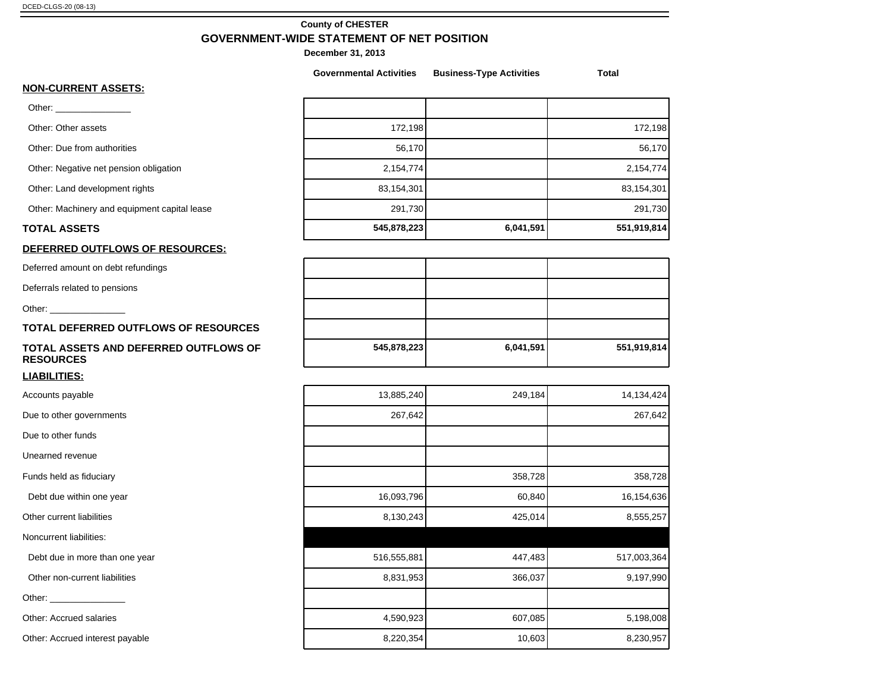DCED-CLGS-20 (08-13)

**County of CHESTER**

## GOVERNMENT-WIDE STATEMENT OF NET POSITION

**December 31, 2013**

| | Governmental Activities | Business-Type Activities | Total |
|---|---|---|---|
| **NON-CURRENT ASSETS:** | | | |
| Other: _______________ | | | |
| Other: Other assets | 172,198 | | 172,198 |
| Other: Due from authorities | 56,170 | | 56,170 |
| Other: Negative net pension obligation | 2,154,774 | | 2,154,774 |
| Other: Land development rights | 83,154,301 | | 83,154,301 |
| Other: Machinery and equipment capital lease | 291,730 | | 291,730 |
| **TOTAL ASSETS** | **545,878,223** | **6,041,591** | **551,919,814** |
| **DEFERRED OUTFLOWS OF RESOURCES:** | | | |
| Deferred amount on debt refundings | | | |
| Deferrals related to pensions | | | |
| Other: _______________ | | | |
| **TOTAL DEFERRED OUTFLOWS OF RESOURCES** | | | |
| **TOTAL ASSETS AND DEFERRED OUTFLOWS OF RESOURCES** | **545,878,223** | **6,041,591** | **551,919,814** |
| **LIABILITIES:** | | | |
| Accounts payable | 13,885,240 | 249,184 | 14,134,424 |
| Due to other governments | 267,642 | | 267,642 |
| Due to other funds | | | |
| Unearned revenue | | | |
| Funds held as fiduciary | | 358,728 | 358,728 |
| Debt due within one year | 16,093,796 | 60,840 | 16,154,636 |
| Other current liabilities | 8,130,243 | 425,014 | 8,555,257 |
| Noncurrent liabilities: | | | |
| Debt due in more than one year | 516,555,881 | 447,483 | 517,003,364 |
| Other non-current liabilities | 8,831,953 | 366,037 | 9,197,990 |
| Other: _______________ | | | |
| Other: Accrued salaries | 4,590,923 | 607,085 | 5,198,008 |
| Other: Accrued interest payable | 8,220,354 | 10,603 | 8,230,957 |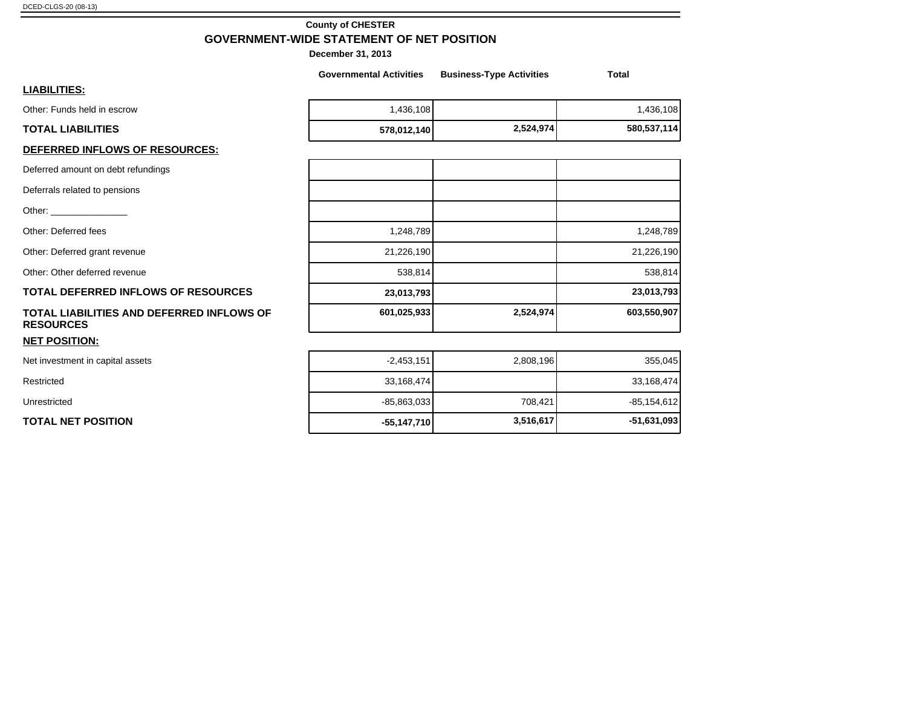DCED-CLGS-20 (08-13)

**County of CHESTER**

## GOVERNMENT-WIDE STATEMENT OF NET POSITION

**December 31, 2013**

| | Governmental Activities | Business-Type Activities | Total |
|---|---|---|---|
| **LIABILITIES:** | | | |
| Other: Funds held in escrow | 1,436,108 | | 1,436,108 |
| **TOTAL LIABILITIES** | **578,012,140** | **2,524,974** | **580,537,114** |
| **DEFERRED INFLOWS OF RESOURCES:** | | | |
| Deferred amount on debt refundings | | | |
| Deferrals related to pensions | | | |
| Other: _______________ | | | |
| Other: Deferred fees | 1,248,789 | | 1,248,789 |
| Other: Deferred grant revenue | 21,226,190 | | 21,226,190 |
| Other: Other deferred revenue | 538,814 | | 538,814 |
| **TOTAL DEFERRED INFLOWS OF RESOURCES** | **23,013,793** | | **23,013,793** |
| **TOTAL LIABILITIES AND DEFERRED INFLOWS OF RESOURCES** | **601,025,933** | **2,524,974** | **603,550,907** |
| **NET POSITION:** | | | |
| Net investment in capital assets | -2,453,151 | 2,808,196 | 355,045 |
| Restricted | 33,168,474 | | 33,168,474 |
| Unrestricted | -85,863,033 | 708,421 | -85,154,612 |
| **TOTAL NET POSITION** | **-55,147,710** | **3,516,617** | **-51,631,093** |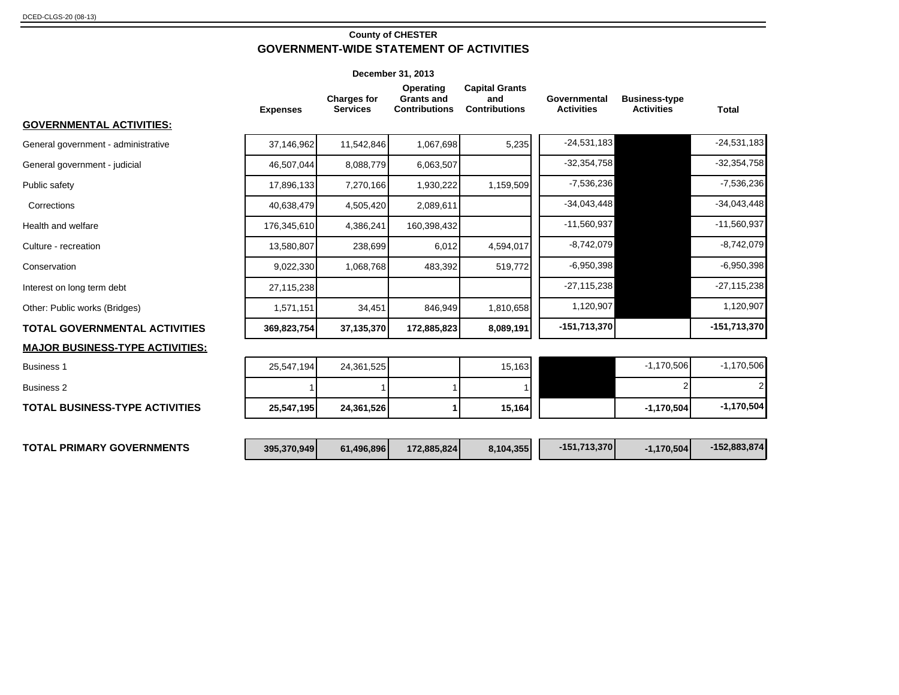DCED-CLGS-20 (08-13)

## County of CHESTER

# GOVERNMENT-WIDE STATEMENT OF ACTIVITIES

**December 31, 2013**

| | Expenses | Charges for Services | Operating Grants and Contributions | Capital Grants and Contributions | Governmental Activities | Business-type Activities | Total |
|---|---|---|---|---|---|---|---|
| **GOVERNMENTAL ACTIVITIES:** | | | | | | | |
| General government - administrative | 37,146,962 | 11,542,846 | 1,067,698 | 5,235 | -24,531,183 | | -24,531,183 |
| General government - judicial | 46,507,044 | 8,088,779 | 6,063,507 | | -32,354,758 | | -32,354,758 |
| Public safety | 17,896,133 | 7,270,166 | 1,930,222 | 1,159,509 | -7,536,236 | | -7,536,236 |
| Corrections | 40,638,479 | 4,505,420 | 2,089,611 | | -34,043,448 | | -34,043,448 |
| Health and welfare | 176,345,610 | 4,386,241 | 160,398,432 | | -11,560,937 | | -11,560,937 |
| Culture - recreation | 13,580,807 | 238,699 | 6,012 | 4,594,017 | -8,742,079 | | -8,742,079 |
| Conservation | 9,022,330 | 1,068,768 | 483,392 | 519,772 | -6,950,398 | | -6,950,398 |
| Interest on long term debt | 27,115,238 | | | | -27,115,238 | | -27,115,238 |
| Other: Public works (Bridges) | 1,571,151 | 34,451 | 846,949 | 1,810,658 | 1,120,907 | | 1,120,907 |
| **TOTAL GOVERNMENTAL ACTIVITIES** | **369,823,754** | **37,135,370** | **172,885,823** | **8,089,191** | **-151,713,370** | | **-151,713,370** |
| **MAJOR BUSINESS-TYPE ACTIVITIES:** | | | | | | | |
| Business 1 | 25,547,194 | 24,361,525 | | 15,163 | | -1,170,506 | -1,170,506 |
| Business 2 | 1 | 1 | 1 | 1 | | 2 | 2 |
| **TOTAL BUSINESS-TYPE ACTIVITIES** | **25,547,195** | **24,361,526** | **1** | **15,164** | | **-1,170,504** | **-1,170,504** |
| **TOTAL PRIMARY GOVERNMENTS** | **395,370,949** | **61,496,896** | **172,885,824** | **8,104,355** | **-151,713,370** | **-1,170,504** | **-152,883,874** |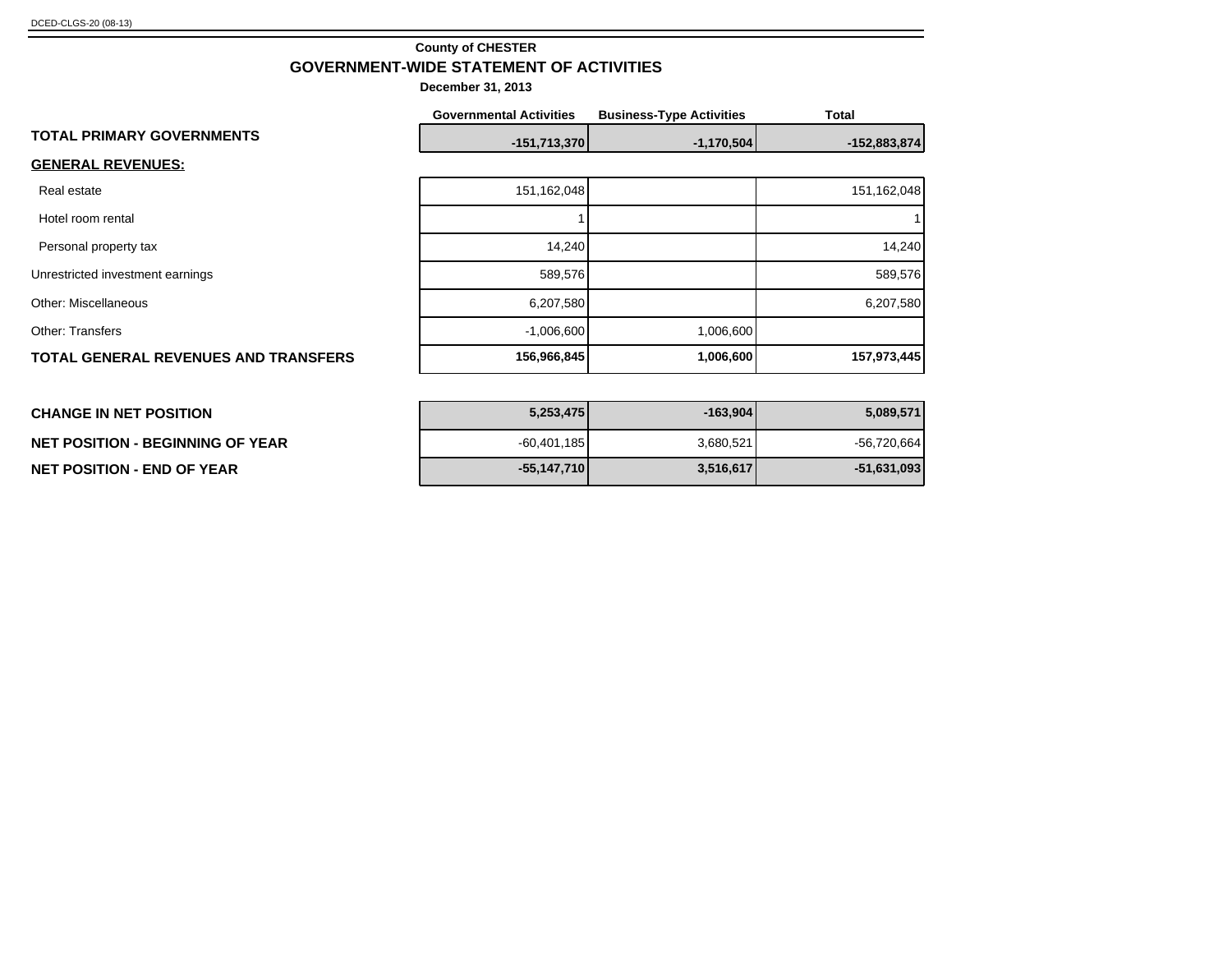DCED-CLGS-20 (08-13)

**County of CHESTER**

## GOVERNMENT-WIDE STATEMENT OF ACTIVITIES

**December 31, 2013**

| | Governmental Activities | Business-Type Activities | Total |
|---|---|---|---|
| **TOTAL PRIMARY GOVERNMENTS** | **-151,713,370** | **-1,170,504** | **-152,883,874** |
| **GENERAL REVENUES:** | | | |
| Real estate | 151,162,048 | | 151,162,048 |
| Hotel room rental | 1 | | 1 |
| Personal property tax | 14,240 | | 14,240 |
| Unrestricted investment earnings | 589,576 | | 589,576 |
| Other: Miscellaneous | 6,207,580 | | 6,207,580 |
| Other: Transfers | -1,006,600 | 1,006,600 | |
| **TOTAL GENERAL REVENUES AND TRANSFERS** | **156,966,845** | **1,006,600** | **157,973,445** |
| **CHANGE IN NET POSITION** | **5,253,475** | **-163,904** | **5,089,571** |
| **NET POSITION - BEGINNING OF YEAR** | -60,401,185 | 3,680,521 | -56,720,664 |
| **NET POSITION - END OF YEAR** | **-55,147,710** | **3,516,617** | **-51,631,093** |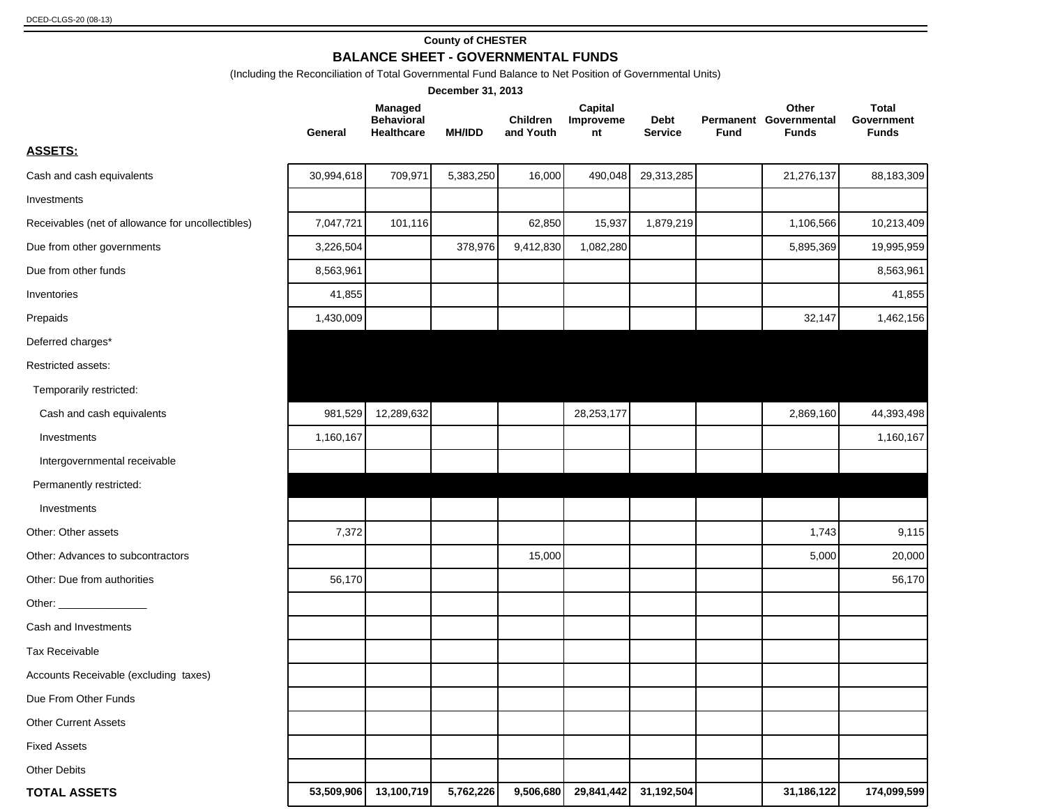DCED-CLGS-20 (08-13)

**County of CHESTER**

## BALANCE SHEET - GOVERNMENTAL FUNDS

(Including the Reconciliation of Total Governmental Fund Balance to Net Position of Governmental Units)

**December 31, 2013**

| | General | Managed Behavioral Healthcare | MH/IDD | Children and Youth | Capital Improvement | Debt Service | Permanent Fund | Other Governmental Funds | Total Government Funds |
|---|---|---|---|---|---|---|---|---|---|
| **ASSETS:** | | | | | | | | | |
| Cash and cash equivalents | 30,994,618 | 709,971 | 5,383,250 | 16,000 | 490,048 | 29,313,285 | | 21,276,137 | 88,183,309 |
| Investments | | | | | | | | | |
| Receivables (net of allowance for uncollectibles) | 7,047,721 | 101,116 | | 62,850 | 15,937 | 1,879,219 | | 1,106,566 | 10,213,409 |
| Due from other governments | 3,226,504 | | 378,976 | 9,412,830 | 1,082,280 | | | 5,895,369 | 19,995,959 |
| Due from other funds | 8,563,961 | | | | | | | | 8,563,961 |
| Inventories | 41,855 | | | | | | | | 41,855 |
| Prepaids | 1,430,009 | | | | | | | 32,147 | 1,462,156 |
| Deferred charges* | | | | | | | | | |
| Restricted assets: | | | | | | | | | |
| Temporarily restricted: | | | | | | | | | |
| Cash and cash equivalents | 981,529 | 12,289,632 | | | 28,253,177 | | | 2,869,160 | 44,393,498 |
| Investments | 1,160,167 | | | | | | | | 1,160,167 |
| Intergovernmental receivable | | | | | | | | | |
| Permanently restricted: | | | | | | | | | |
| Investments | | | | | | | | | |
| Other: Other assets | 7,372 | | | | | | | 1,743 | 9,115 |
| Other: Advances to subcontractors | | | | 15,000 | | | | 5,000 | 20,000 |
| Other: Due from authorities | 56,170 | | | | | | | | 56,170 |
| Other: _______________ | | | | | | | | | |
| Cash and Investments | | | | | | | | | |
| Tax Receivable | | | | | | | | | |
| Accounts Receivable (excluding taxes) | | | | | | | | | |
| Due From Other Funds | | | | | | | | | |
| Other Current Assets | | | | | | | | | |
| Fixed Assets | | | | | | | | | |
| Other Debits | | | | | | | | | |
| **TOTAL ASSETS** | **53,509,906** | **13,100,719** | **5,762,226** | **9,506,680** | **29,841,442** | **31,192,504** | | **31,186,122** | **174,099,599** |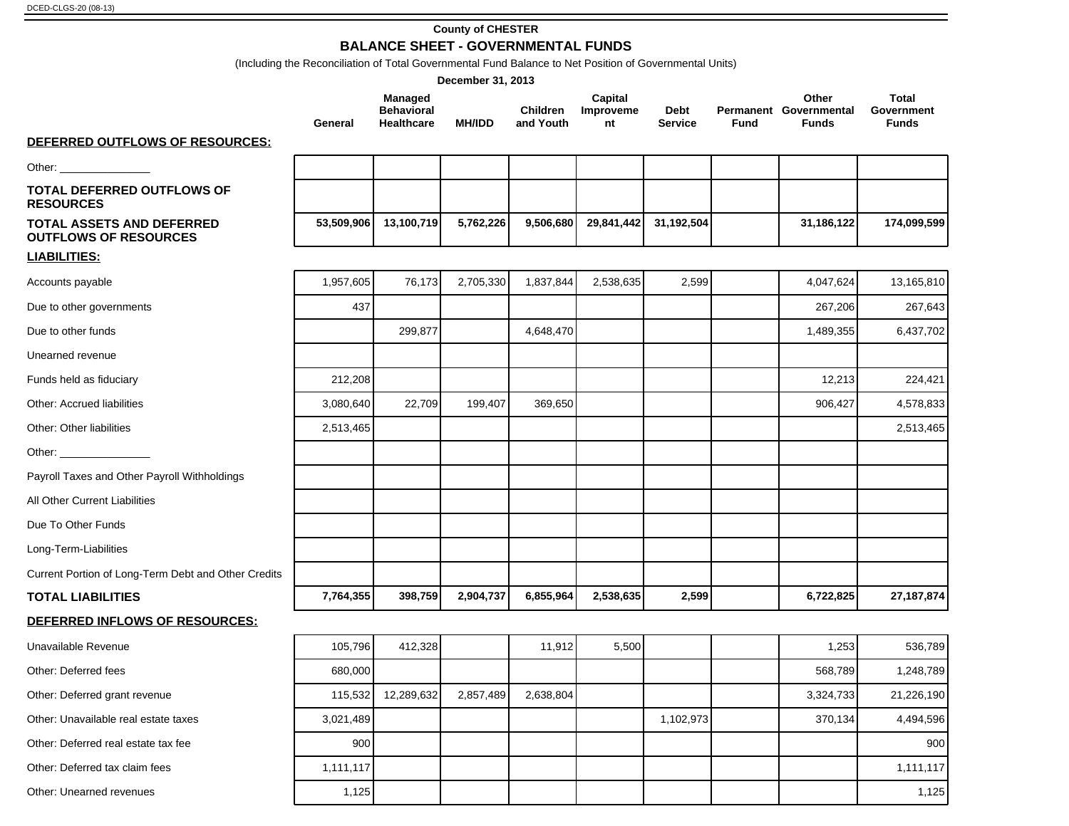DCED-CLGS-20 (08-13)

**County of CHESTER**

## BALANCE SHEET - GOVERNMENTAL FUNDS

(Including the Reconciliation of Total Governmental Fund Balance to Net Position of Governmental Units)

**December 31, 2013**

| | General | Managed Behavioral Healthcare | MH/IDD | Children and Youth | Capital Improvement | Debt Service | Permanent Fund | Other Governmental Funds | Total Government Funds |
|---|---|---|---|---|---|---|---|---|---|
| **DEFERRED OUTFLOWS OF RESOURCES:** | | | | | | | | | |
| Other: _______________ | | | | | | | | | |
| **TOTAL DEFERRED OUTFLOWS OF RESOURCES** | | | | | | | | | |
| **TOTAL ASSETS AND DEFERRED OUTFLOWS OF RESOURCES** | **53,509,906** | **13,100,719** | **5,762,226** | **9,506,680** | **29,841,442** | **31,192,504** | | **31,186,122** | **174,099,599** |
| **LIABILITIES:** | | | | | | | | | |
| Accounts payable | 1,957,605 | 76,173 | 2,705,330 | 1,837,844 | 2,538,635 | 2,599 | | 4,047,624 | 13,165,810 |
| Due to other governments | 437 | | | | | | | 267,206 | 267,643 |
| Due to other funds | | 299,877 | | 4,648,470 | | | | 1,489,355 | 6,437,702 |
| Unearned revenue | | | | | | | | | |
| Funds held as fiduciary | 212,208 | | | | | | | 12,213 | 224,421 |
| Other: Accrued liabilities | 3,080,640 | 22,709 | 199,407 | 369,650 | | | | 906,427 | 4,578,833 |
| Other: Other liabilities | 2,513,465 | | | | | | | | 2,513,465 |
| Other: _______________ | | | | | | | | | |
| Payroll Taxes and Other Payroll Withholdings | | | | | | | | | |
| All Other Current Liabilities | | | | | | | | | |
| Due To Other Funds | | | | | | | | | |
| Long-Term-Liabilities | | | | | | | | | |
| Current Portion of Long-Term Debt and Other Credits | | | | | | | | | |
| **TOTAL LIABILITIES** | **7,764,355** | **398,759** | **2,904,737** | **6,855,964** | **2,538,635** | **2,599** | | **6,722,825** | **27,187,874** |
| **DEFERRED INFLOWS OF RESOURCES:** | | | | | | | | | |
| Unavailable Revenue | 105,796 | 412,328 | | 11,912 | 5,500 | | | 1,253 | 536,789 |
| Other: Deferred fees | 680,000 | | | | | | | 568,789 | 1,248,789 |
| Other: Deferred grant revenue | 115,532 | 12,289,632 | 2,857,489 | 2,638,804 | | | | 3,324,733 | 21,226,190 |
| Other: Unavailable real estate taxes | 3,021,489 | | | | | 1,102,973 | | 370,134 | 4,494,596 |
| Other: Deferred real estate tax fee | 900 | | | | | | | | 900 |
| Other: Deferred tax claim fees | 1,111,117 | | | | | | | | 1,111,117 |
| Other: Unearned revenues | 1,125 | | | | | | | | 1,125 |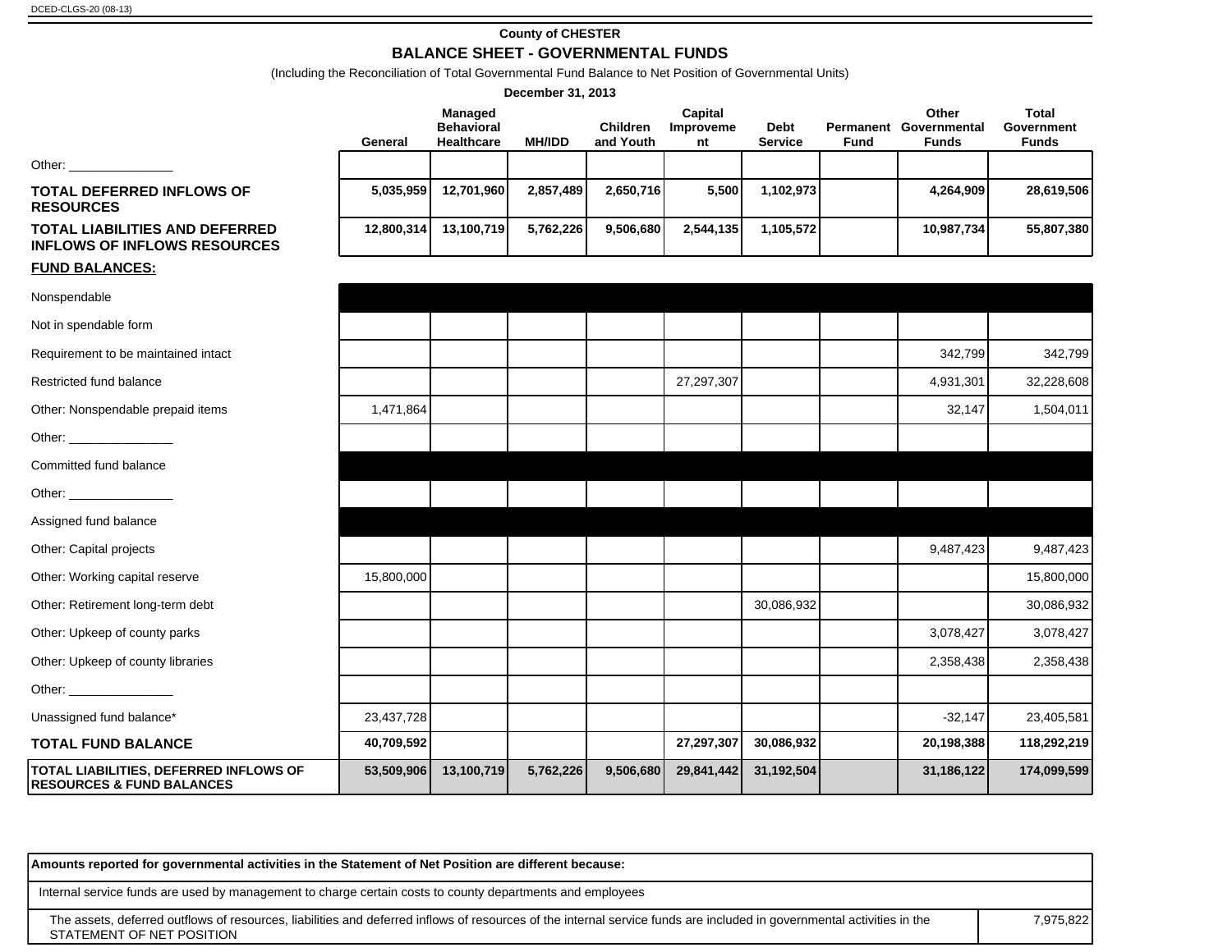County of CHESTER

## BALANCE SHEET - GOVERNMENTAL FUNDS

(Including the Reconciliation of Total Governmental Fund Balance to Net Position of Governmental Units)

**December 31, 2013**

| | General | Managed Behavioral Healthcare | MH/IDD | Children and Youth | Capital Improvement | Debt Service | Permanent Fund | Other Governmental Funds | Total Government Funds |
|---|---|---|---|---|---|---|---|---|---|
| Other: _______________ | | | | | | | | | |
| **TOTAL DEFERRED INFLOWS OF RESOURCES** | **5,035,959** | **12,701,960** | **2,857,489** | **2,650,716** | **5,500** | **1,102,973** | | **4,264,909** | **28,619,506** |
| **TOTAL LIABILITIES AND DEFERRED INFLOWS OF INFLOWS RESOURCES** | **12,800,314** | **13,100,719** | **5,762,226** | **9,506,680** | **2,544,135** | **1,105,572** | | **10,987,734** | **55,807,380** |
| **FUND BALANCES:** | | | | | | | | | |
| Nonspendable | | | | | | | | | |
| Not in spendable form | | | | | | | | | |
| Requirement to be maintained intact | | | | | | | | 342,799 | 342,799 |
| Restricted fund balance | | | | | 27,297,307 | | | 4,931,301 | 32,228,608 |
| Other: Nonspendable prepaid items | 1,471,864 | | | | | | | 32,147 | 1,504,011 |
| Other: _______________ | | | | | | | | | |
| Committed fund balance | | | | | | | | | |
| Other: _______________ | | | | | | | | | |
| Assigned fund balance | | | | | | | | | |
| Other: Capital projects | | | | | | | | 9,487,423 | 9,487,423 |
| Other: Working capital reserve | 15,800,000 | | | | | | | | 15,800,000 |
| Other: Retirement long-term debt | | | | | | 30,086,932 | | | 30,086,932 |
| Other: Upkeep of county parks | | | | | | | | 3,078,427 | 3,078,427 |
| Other: Upkeep of county libraries | | | | | | | | 2,358,438 | 2,358,438 |
| Other: _______________ | | | | | | | | | |
| Unassigned fund balance* | 23,437,728 | | | | | | | -32,147 | 23,405,581 |
| **TOTAL FUND BALANCE** | **40,709,592** | | | | **27,297,307** | **30,086,932** | | **20,198,388** | **118,292,219** |
| **TOTAL LIABILITIES, DEFERRED INFLOWS OF RESOURCES & FUND BALANCES** | **53,509,906** | **13,100,719** | **5,762,226** | **9,506,680** | **29,841,442** | **31,192,504** | | **31,186,122** | **174,099,599** |

| **Amounts reported for governmental activities in the Statement of Net Position are different because:** | |
|---|---|
| Internal service funds are used by management to charge certain costs to county departments and employees | |
| The assets, deferred outflows of resources, liabilities and deferred inflows of resources of the internal service funds are included in governmental activities in the STATEMENT OF NET POSITION | 7,975,822 |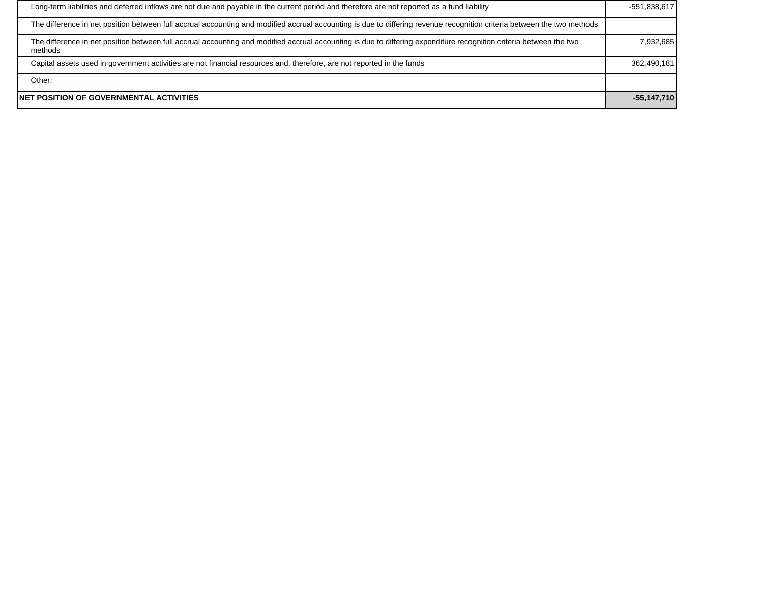| | |
|---|---|
| Long-term liabilities and deferred inflows are not due and payable in the current period and therefore are not reported as a fund liability | -551,838,617 |
| The difference in net position between full accrual accounting and modified accrual accounting is due to differing revenue recognition criteria between the two methods | |
| The difference in net position between full accrual accounting and modified accrual accounting is due to differing expenditure recognition criteria between the two methods | 7,932,685 |
| Capital assets used in government activities are not financial resources and, therefore, are not reported in the funds | 362,490,181 |
| Other: _______________ | |
| **NET POSITION OF GOVERNMENTAL ACTIVITIES** | **-55,147,710** |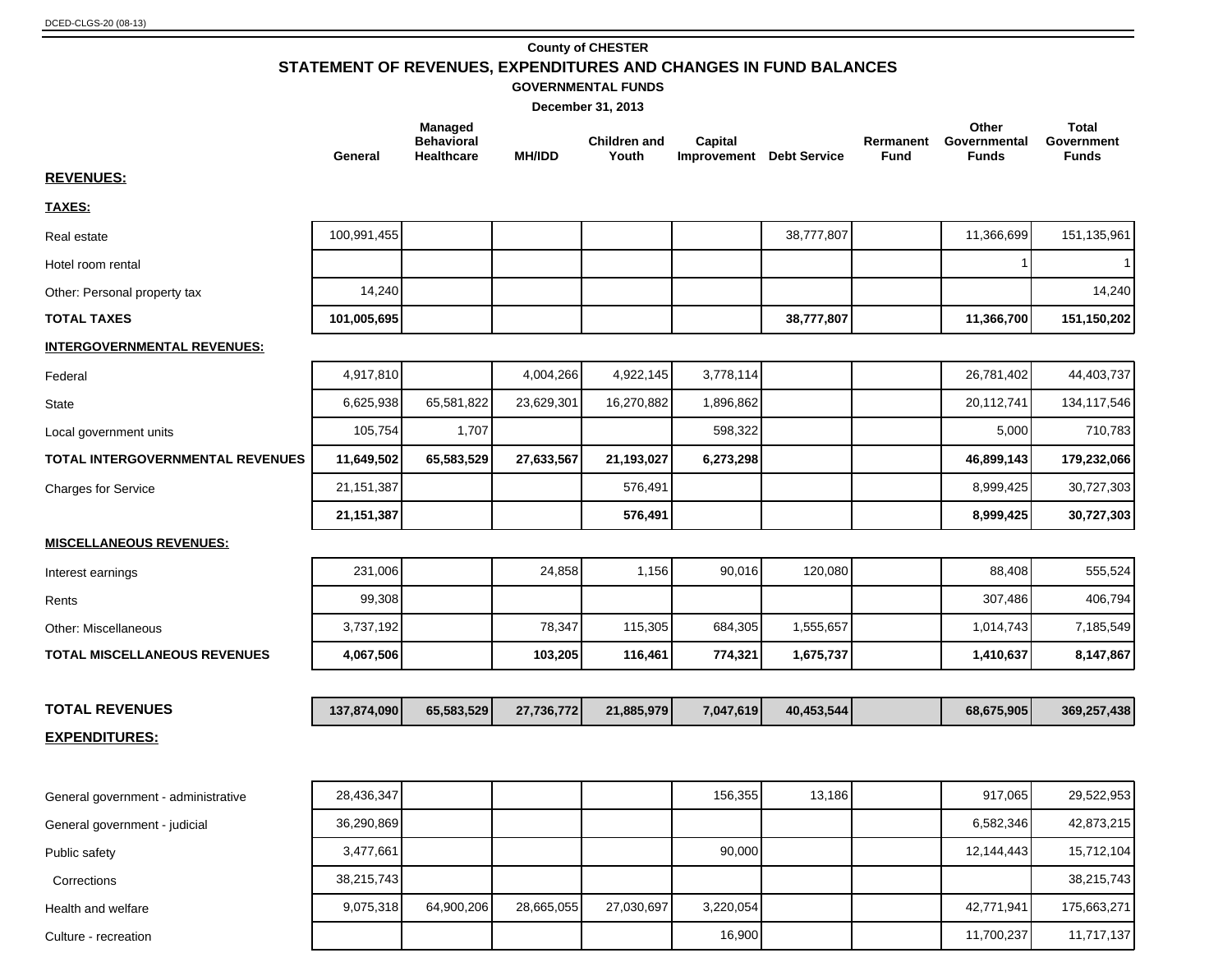DCED-CLGS-20 (08-13)

# County of CHESTER

## STATEMENT OF REVENUES, EXPENDITURES AND CHANGES IN FUND BALANCES

### GOVERNMENTAL FUNDS

### December 31, 2013

| | General | Managed Behavioral Healthcare | MH/IDD | Children and Youth | Capital Improvement | Debt Service | Rermanent Fund | Other Governmental Funds | Total Government Funds |
|---|---|---|---|---|---|---|---|---|---|
| **REVENUES:** | | | | | | | | | |
| **TAXES:** | | | | | | | | | |
| Real estate | 100,991,455 | | | | | 38,777,807 | | 11,366,699 | 151,135,961 |
| Hotel room rental | | | | | | | | 1 | 1 |
| Other: Personal property tax | 14,240 | | | | | | | | 14,240 |
| **TOTAL TAXES** | **101,005,695** | | | | | **38,777,807** | | **11,366,700** | **151,150,202** |
| **INTERGOVERNMENTAL REVENUES:** | | | | | | | | | |
| Federal | 4,917,810 | | 4,004,266 | 4,922,145 | 3,778,114 | | | 26,781,402 | 44,403,737 |
| State | 6,625,938 | 65,581,822 | 23,629,301 | 16,270,882 | 1,896,862 | | | 20,112,741 | 134,117,546 |
| Local government units | 105,754 | 1,707 | | | 598,322 | | | 5,000 | 710,783 |
| **TOTAL INTERGOVERNMENTAL REVENUES** | **11,649,502** | **65,583,529** | **27,633,567** | **21,193,027** | **6,273,298** | | | **46,899,143** | **179,232,066** |
| Charges for Service | 21,151,387 | | | 576,491 | | | | 8,999,425 | 30,727,303 |
| | **21,151,387** | | | **576,491** | | | | **8,999,425** | **30,727,303** |
| **MISCELLANEOUS REVENUES:** | | | | | | | | | |
| Interest earnings | 231,006 | | 24,858 | 1,156 | 90,016 | 120,080 | | 88,408 | 555,524 |
| Rents | 99,308 | | | | | | | 307,486 | 406,794 |
| Other: Miscellaneous | 3,737,192 | | 78,347 | 115,305 | 684,305 | 1,555,657 | | 1,014,743 | 7,185,549 |
| **TOTAL MISCELLANEOUS REVENUES** | **4,067,506** | | **103,205** | **116,461** | **774,321** | **1,675,737** | | **1,410,637** | **8,147,867** |
| **TOTAL REVENUES** | **137,874,090** | **65,583,529** | **27,736,772** | **21,885,979** | **7,047,619** | **40,453,544** | | **68,675,905** | **369,257,438** |
| **EXPENDITURES:** | | | | | | | | | |
| General government - administrative | 28,436,347 | | | | 156,355 | 13,186 | | 917,065 | 29,522,953 |
| General government - judicial | 36,290,869 | | | | | | | 6,582,346 | 42,873,215 |
| Public safety | 3,477,661 | | | | 90,000 | | | 12,144,443 | 15,712,104 |
| Corrections | 38,215,743 | | | | | | | | 38,215,743 |
| Health and welfare | 9,075,318 | 64,900,206 | 28,665,055 | 27,030,697 | 3,220,054 | | | 42,771,941 | 175,663,271 |
| Culture - recreation | | | | | 16,900 | | | 11,700,237 | 11,717,137 |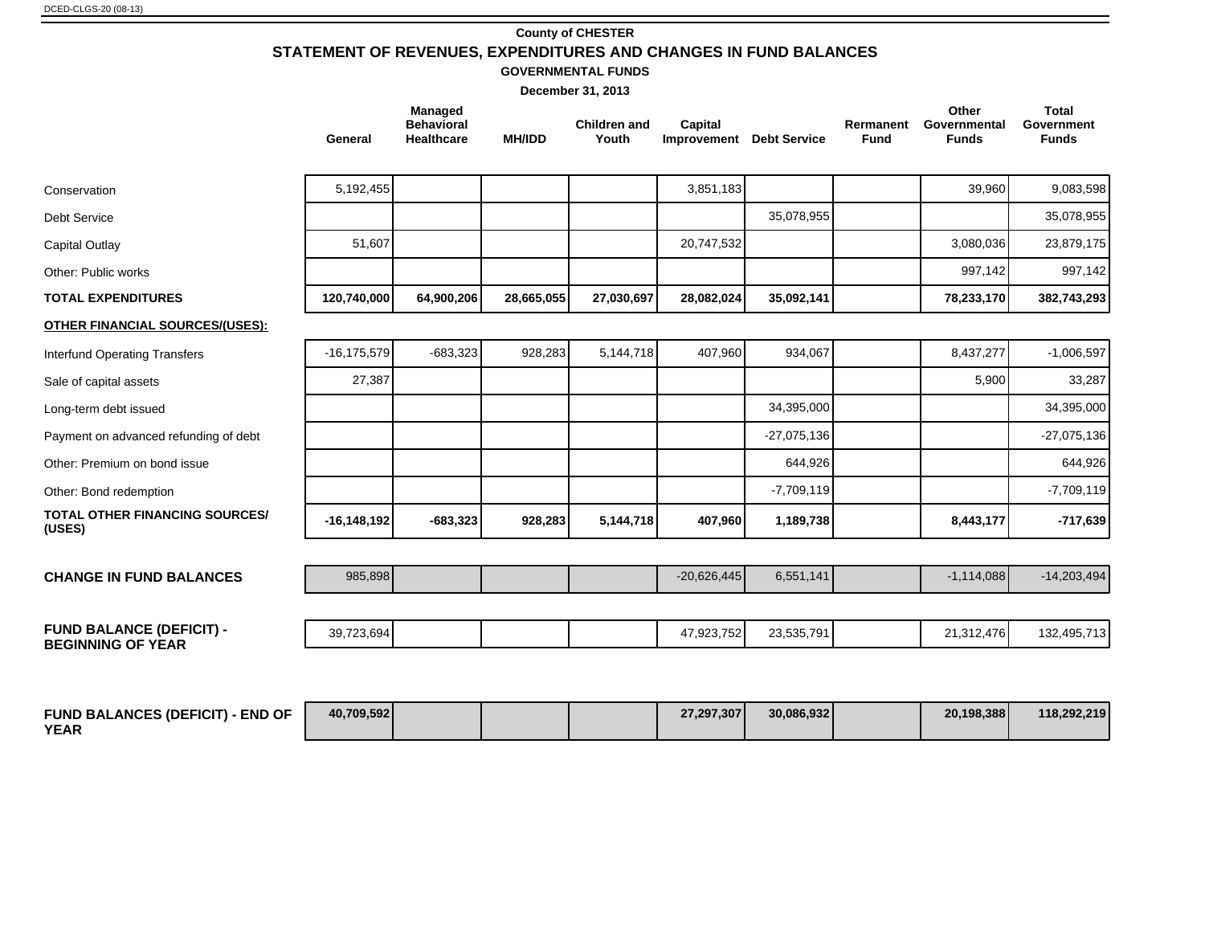DCED-CLGS-20 (08-13)

## County of CHESTER

# STATEMENT OF REVENUES, EXPENDITURES AND CHANGES IN FUND BALANCES

### GOVERNMENTAL FUNDS

### December 31, 2013

| | General | Managed Behavioral Healthcare | MH/IDD | Children and Youth | Capital Improvement | Debt Service | Rermanent Fund | Other Governmental Funds | Total Government Funds |
|---|---|---|---|---|---|---|---|---|---|
| Conservation | 5,192,455 | | | | 3,851,183 | | | 39,960 | 9,083,598 |
| Debt Service | | | | | | 35,078,955 | | | 35,078,955 |
| Capital Outlay | 51,607 | | | | 20,747,532 | | | 3,080,036 | 23,879,175 |
| Other: Public works | | | | | | | | 997,142 | 997,142 |
| **TOTAL EXPENDITURES** | **120,740,000** | **64,900,206** | **28,665,055** | **27,030,697** | **28,082,024** | **35,092,141** | | **78,233,170** | **382,743,293** |
| **OTHER FINANCIAL SOURCES/(USES):** | | | | | | | | | |
| Interfund Operating Transfers | -16,175,579 | -683,323 | 928,283 | 5,144,718 | 407,960 | 934,067 | | 8,437,277 | -1,006,597 |
| Sale of capital assets | 27,387 | | | | | | | 5,900 | 33,287 |
| Long-term debt issued | | | | | | 34,395,000 | | | 34,395,000 |
| Payment on advanced refunding of debt | | | | | | -27,075,136 | | | -27,075,136 |
| Other: Premium on bond issue | | | | | | 644,926 | | | 644,926 |
| Other: Bond redemption | | | | | | -7,709,119 | | | -7,709,119 |
| **TOTAL OTHER FINANCING SOURCES/ (USES)** | **-16,148,192** | **-683,323** | **928,283** | **5,144,718** | **407,960** | **1,189,738** | | **8,443,177** | **-717,639** |
| **CHANGE IN FUND BALANCES** | 985,898 | | | | -20,626,445 | 6,551,141 | | -1,114,088 | -14,203,494 |
| **FUND BALANCE (DEFICIT) - BEGINNING OF YEAR** | 39,723,694 | | | | 47,923,752 | 23,535,791 | | 21,312,476 | 132,495,713 |
| **FUND BALANCES (DEFICIT) - END OF YEAR** | **40,709,592** | | | | **27,297,307** | **30,086,932** | | **20,198,388** | **118,292,219** |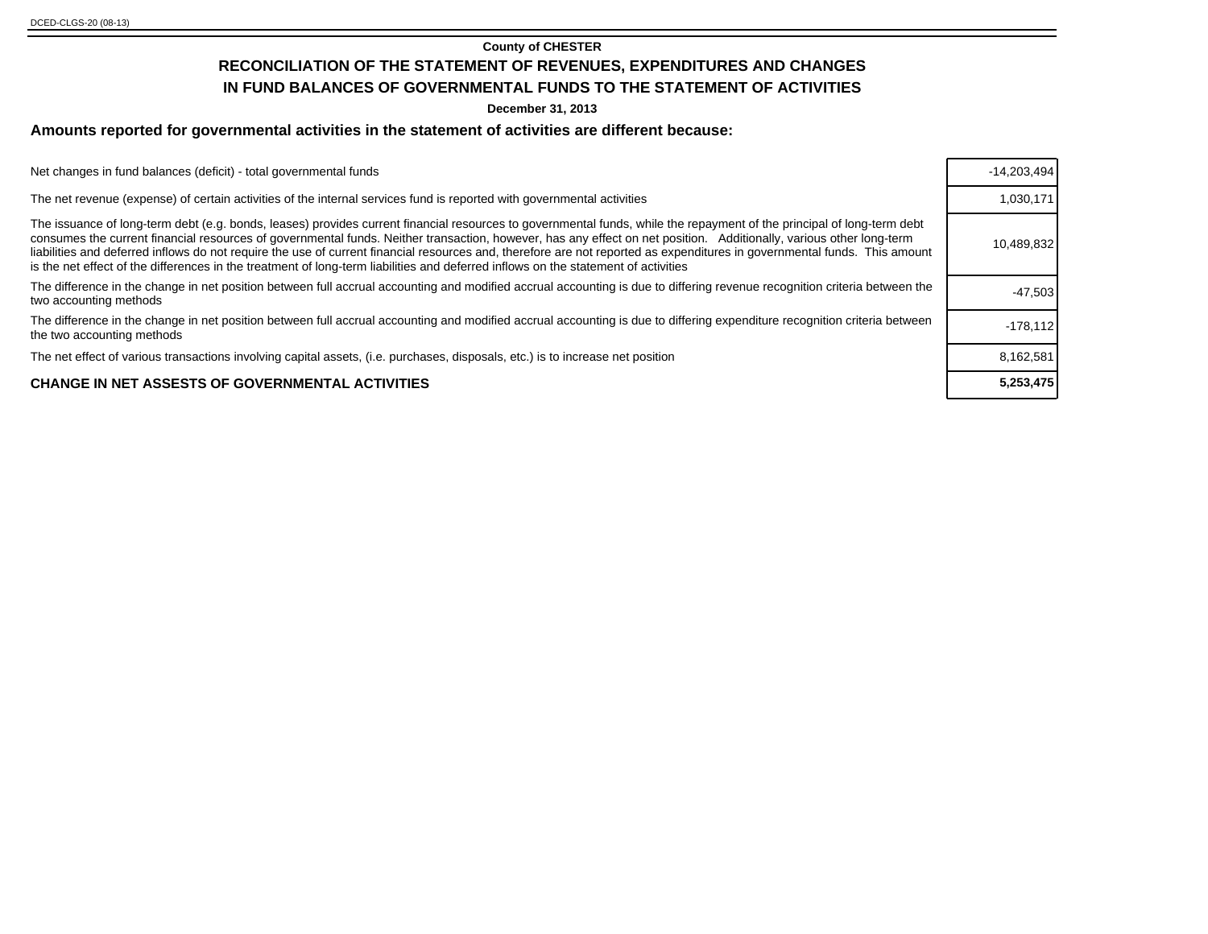County of CHESTER

# RECONCILIATION OF THE STATEMENT OF REVENUES, EXPENDITURES AND CHANGES IN FUND BALANCES OF GOVERNMENTAL FUNDS TO THE STATEMENT OF ACTIVITIES

**December 31, 2013**

## Amounts reported for governmental activities in the statement of activities are different because:

| | |
|---|---|
| Net changes in fund balances (deficit) - total governmental funds | -14,203,494 |
| The net revenue (expense) of certain activities of the internal services fund is reported with governmental activities | 1,030,171 |
| The issuance of long-term debt (e.g. bonds, leases) provides current financial resources to governmental funds, while the repayment of the principal of long-term debt consumes the current financial resources of governmental funds. Neither transaction, however, has any effect on net position. Additionally, various other long-term liabilities and deferred inflows do not require the use of current financial resources and, therefore are not reported as expenditures in governmental funds. This amount is the net effect of the differences in the treatment of long-term liabilities and deferred inflows on the statement of activities | 10,489,832 |
| The difference in the change in net position between full accrual accounting and modified accrual accounting is due to differing revenue recognition criteria between the two accounting methods | -47,503 |
| The difference in the change in net position between full accrual accounting and modified accrual accounting is due to differing expenditure recognition criteria between the two accounting methods | -178,112 |
| The net effect of various transactions involving capital assets, (i.e. purchases, disposals, etc.) is to increase net position | 8,162,581 |
| **CHANGE IN NET ASSESTS OF GOVERNMENTAL ACTIVITIES** | **5,253,475** |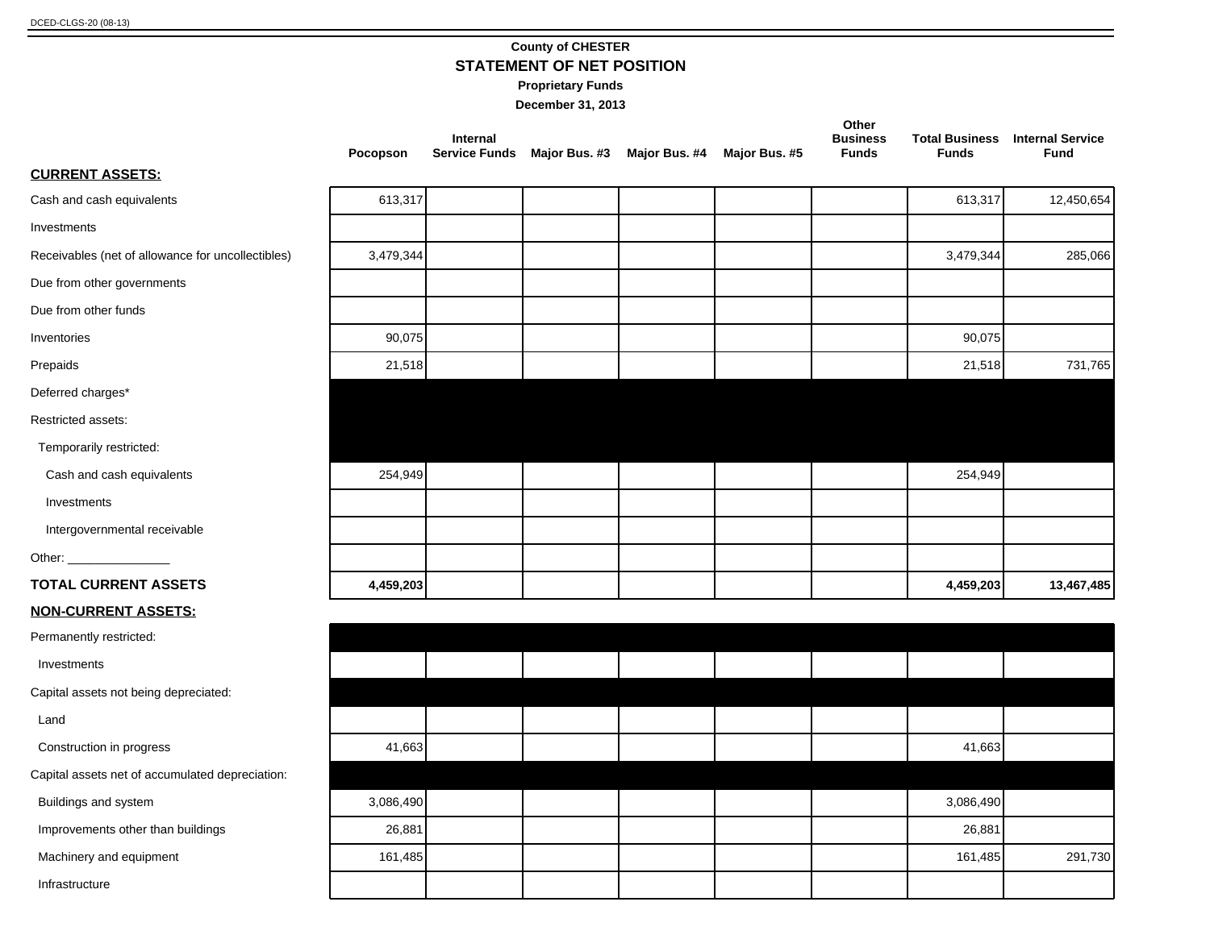DCED-CLGS-20 (08-13)

**County of CHESTER**

## STATEMENT OF NET POSITION

**Proprietary Funds**

**December 31, 2013**

| | Pocopson | Internal Service Funds | Major Bus. #3 | Major Bus. #4 | Major Bus. #5 | Other Business Funds | Total Business Funds | Internal Service Fund |
|---|---|---|---|---|---|---|---|---|
| **CURRENT ASSETS:** | | | | | | | | |
| Cash and cash equivalents | 613,317 | | | | | | 613,317 | 12,450,654 |
| Investments | | | | | | | | |
| Receivables (net of allowance for uncollectibles) | 3,479,344 | | | | | | 3,479,344 | 285,066 |
| Due from other governments | | | | | | | | |
| Due from other funds | | | | | | | | |
| Inventories | 90,075 | | | | | | 90,075 | |
| Prepaids | 21,518 | | | | | | 21,518 | 731,765 |
| Deferred charges* | | | | | | | | |
| Restricted assets: | | | | | | | | |
| Temporarily restricted: | | | | | | | | |
| Cash and cash equivalents | 254,949 | | | | | | 254,949 | |
| Investments | | | | | | | | |
| Intergovernmental receivable | | | | | | | | |
| Other: _______________ | | | | | | | | |
| **TOTAL CURRENT ASSETS** | **4,459,203** | | | | | | **4,459,203** | **13,467,485** |
| **NON-CURRENT ASSETS:** | | | | | | | | |
| Permanently restricted: | | | | | | | | |
| Investments | | | | | | | | |
| Capital assets not being depreciated: | | | | | | | | |
| Land | | | | | | | | |
| Construction in progress | 41,663 | | | | | | 41,663 | |
| Capital assets net of accumulated depreciation: | | | | | | | | |
| Buildings and system | 3,086,490 | | | | | | 3,086,490 | |
| Improvements other than buildings | 26,881 | | | | | | 26,881 | |
| Machinery and equipment | 161,485 | | | | | | 161,485 | 291,730 |
| Infrastructure | | | | | | | | |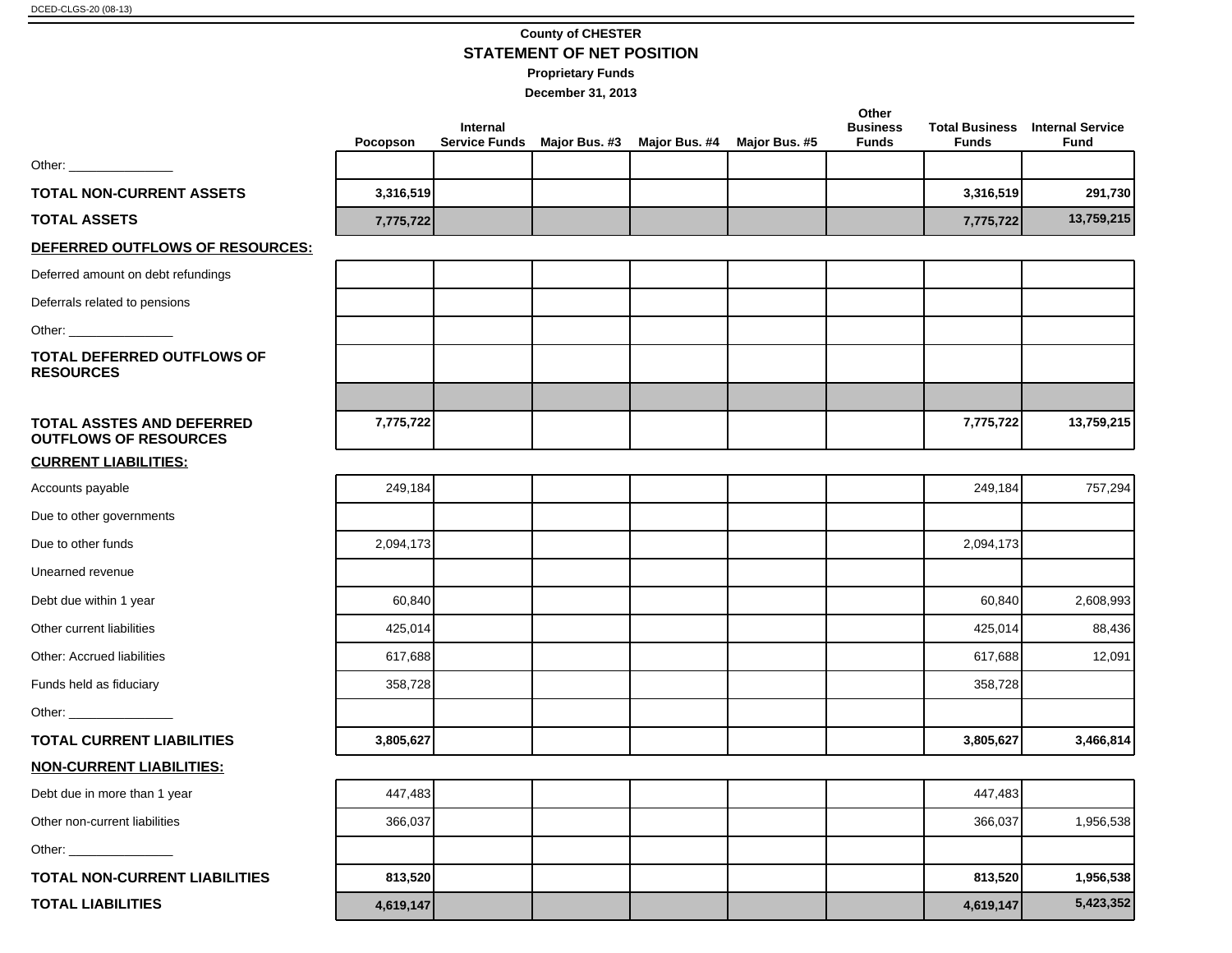DCED-CLGS-20 (08-13)

# County of CHESTER

## STATEMENT OF NET POSITION

**Proprietary Funds**

**December 31, 2013**

| | Pocopson | Internal Service Funds | Major Bus. #3 | Major Bus. #4 | Major Bus. #5 | Other Business Funds | Total Business Funds | Internal Service Fund |
|---|---|---|---|---|---|---|---|---|
| Other: _______________ | | | | | | | | |
| **TOTAL NON-CURRENT ASSETS** | **3,316,519** | | | | | | **3,316,519** | **291,730** |
| **TOTAL ASSETS** | **7,775,722** | | | | | | **7,775,722** | **13,759,215** |
| **DEFERRED OUTFLOWS OF RESOURCES:** | | | | | | | | |
| Deferred amount on debt refundings | | | | | | | | |
| Deferrals related to pensions | | | | | | | | |
| Other: _______________ | | | | | | | | |
| **TOTAL DEFERRED OUTFLOWS OF RESOURCES** | | | | | | | | |
| **TOTAL ASSTES AND DEFERRED OUTFLOWS OF RESOURCES** | **7,775,722** | | | | | | **7,775,722** | **13,759,215** |
| **CURRENT LIABILITIES:** | | | | | | | | |
| Accounts payable | 249,184 | | | | | | 249,184 | 757,294 |
| Due to other governments | | | | | | | | |
| Due to other funds | 2,094,173 | | | | | | 2,094,173 | |
| Unearned revenue | | | | | | | | |
| Debt due within 1 year | 60,840 | | | | | | 60,840 | 2,608,993 |
| Other current liabilities | 425,014 | | | | | | 425,014 | 88,436 |
| Other: Accrued liabilities | 617,688 | | | | | | 617,688 | 12,091 |
| Funds held as fiduciary | 358,728 | | | | | | 358,728 | |
| Other: _______________ | | | | | | | | |
| **TOTAL CURRENT LIABILITIES** | **3,805,627** | | | | | | **3,805,627** | **3,466,814** |
| **NON-CURRENT LIABILITIES:** | | | | | | | | |
| Debt due in more than 1 year | 447,483 | | | | | | 447,483 | |
| Other non-current liabilities | 366,037 | | | | | | 366,037 | 1,956,538 |
| Other: _______________ | | | | | | | | |
| **TOTAL NON-CURRENT LIABILITIES** | **813,520** | | | | | | **813,520** | **1,956,538** |
| **TOTAL LIABILITIES** | **4,619,147** | | | | | | **4,619,147** | **5,423,352** |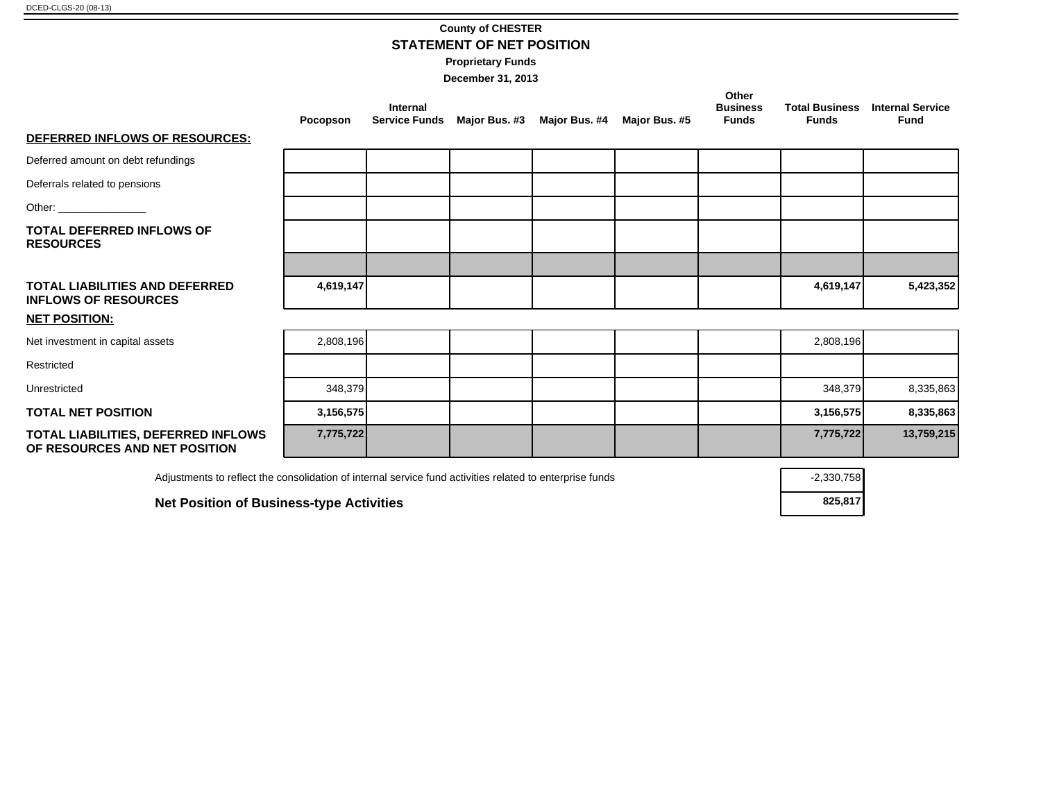DCED-CLGS-20 (08-13)

**County of CHESTER**

## STATEMENT OF NET POSITION

**Proprietary Funds**

**December 31, 2013**

| | Pocopson | Internal Service Funds | Major Bus. #3 | Major Bus. #4 | Major Bus. #5 | Other Business Funds | Total Business Funds | Internal Service Fund |
|---|---|---|---|---|---|---|---|---|
| **DEFERRED INFLOWS OF RESOURCES:** | | | | | | | | |
| Deferred amount on debt refundings | | | | | | | | |
| Deferrals related to pensions | | | | | | | | |
| Other: _______________ | | | | | | | | |
| **TOTAL DEFERRED INFLOWS OF RESOURCES** | | | | | | | | |
| **TOTAL LIABILITIES AND DEFERRED INFLOWS OF RESOURCES** | **4,619,147** | | | | | | **4,619,147** | **5,423,352** |
| **NET POSITION:** | | | | | | | | |
| Net investment in capital assets | 2,808,196 | | | | | | 2,808,196 | |
| Restricted | | | | | | | | |
| Unrestricted | 348,379 | | | | | | 348,379 | 8,335,863 |
| **TOTAL NET POSITION** | **3,156,575** | | | | | | **3,156,575** | **8,335,863** |
| **TOTAL LIABILITIES, DEFERRED INFLOWS OF RESOURCES AND NET POSITION** | **7,775,722** | | | | | | **7,775,722** | **13,759,215** |

| | |
|---|---|
| Adjustments to reflect the consolidation of internal service fund activities related to enterprise funds | -2,330,758 |
| **Net Position of Business-type Activities** | **825,817** |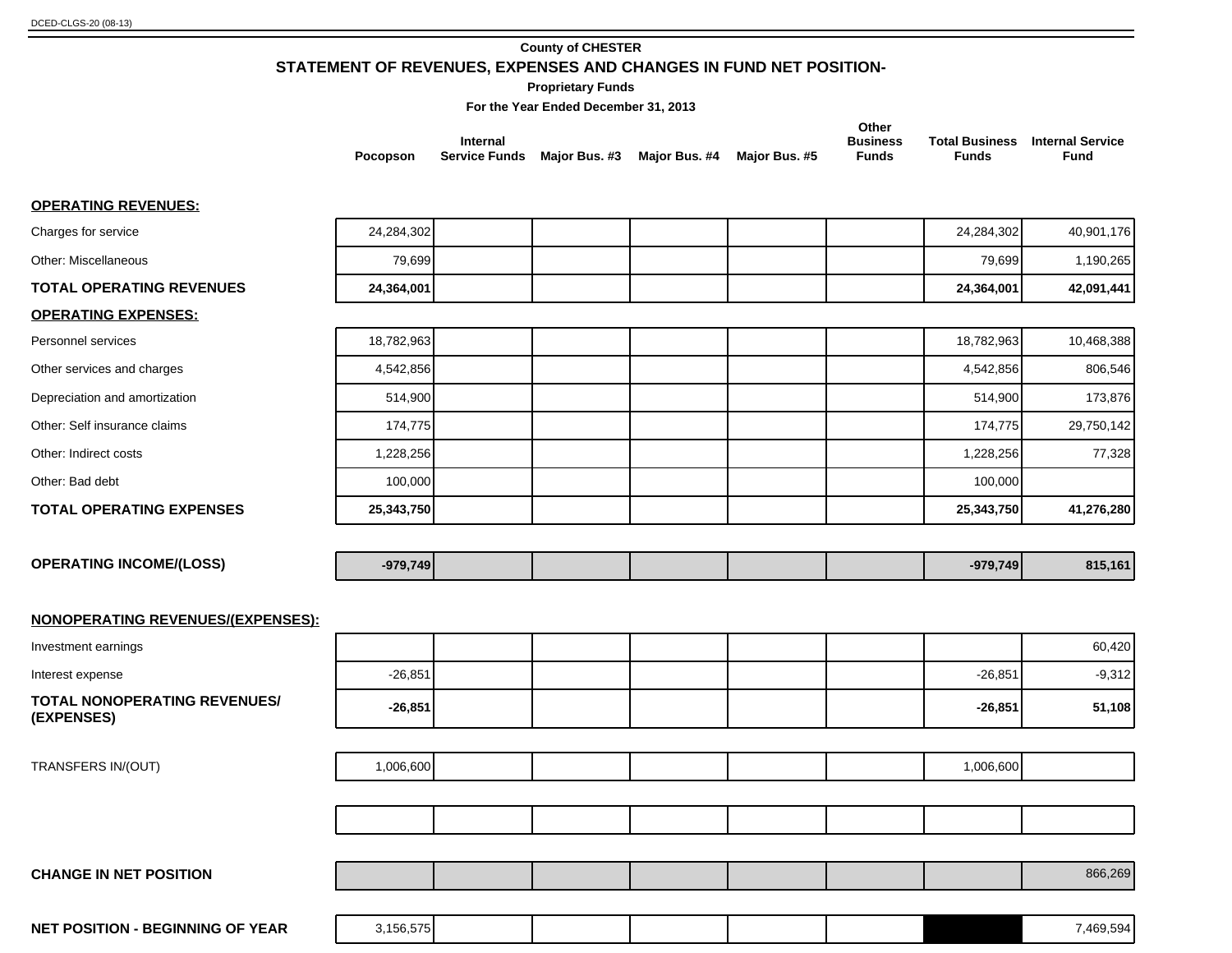DCED-CLGS-20 (08-13)

**County of CHESTER**

## STATEMENT OF REVENUES, EXPENSES AND CHANGES IN FUND NET POSITION-

**Proprietary Funds**

**For the Year Ended December 31, 2013**

| | Pocopson | Internal Service Funds | Major Bus. #3 | Major Bus. #4 | Major Bus. #5 | Other Business Funds | Total Business Funds | Internal Service Fund |
|---|---|---|---|---|---|---|---|---|
| **OPERATING REVENUES:** | | | | | | | | |
| Charges for service | 24,284,302 | | | | | | 24,284,302 | 40,901,176 |
| Other: Miscellaneous | 79,699 | | | | | | 79,699 | 1,190,265 |
| **TOTAL OPERATING REVENUES** | **24,364,001** | | | | | | **24,364,001** | **42,091,441** |
| **OPERATING EXPENSES:** | | | | | | | | |
| Personnel services | 18,782,963 | | | | | | 18,782,963 | 10,468,388 |
| Other services and charges | 4,542,856 | | | | | | 4,542,856 | 806,546 |
| Depreciation and amortization | 514,900 | | | | | | 514,900 | 173,876 |
| Other: Self insurance claims | 174,775 | | | | | | 174,775 | 29,750,142 |
| Other: Indirect costs | 1,228,256 | | | | | | 1,228,256 | 77,328 |
| Other: Bad debt | 100,000 | | | | | | 100,000 | |
| **TOTAL OPERATING EXPENSES** | **25,343,750** | | | | | | **25,343,750** | **41,276,280** |
| **OPERATING INCOME/(LOSS)** | **-979,749** | | | | | | **-979,749** | **815,161** |
| **NONOPERATING REVENUES/(EXPENSES):** | | | | | | | | |
| Investment earnings | | | | | | | | 60,420 |
| Interest expense | -26,851 | | | | | | -26,851 | -9,312 |
| **TOTAL NONOPERATING REVENUES/ (EXPENSES)** | **-26,851** | | | | | | **-26,851** | **51,108** |
| TRANSFERS IN/(OUT) | 1,006,600 | | | | | | 1,006,600 | |
| | | | | | | | | |
| **CHANGE IN NET POSITION** | | | | | | | | 866,269 |
| **NET POSITION - BEGINNING OF YEAR** | 3,156,575 | | | | | | | 7,469,594 |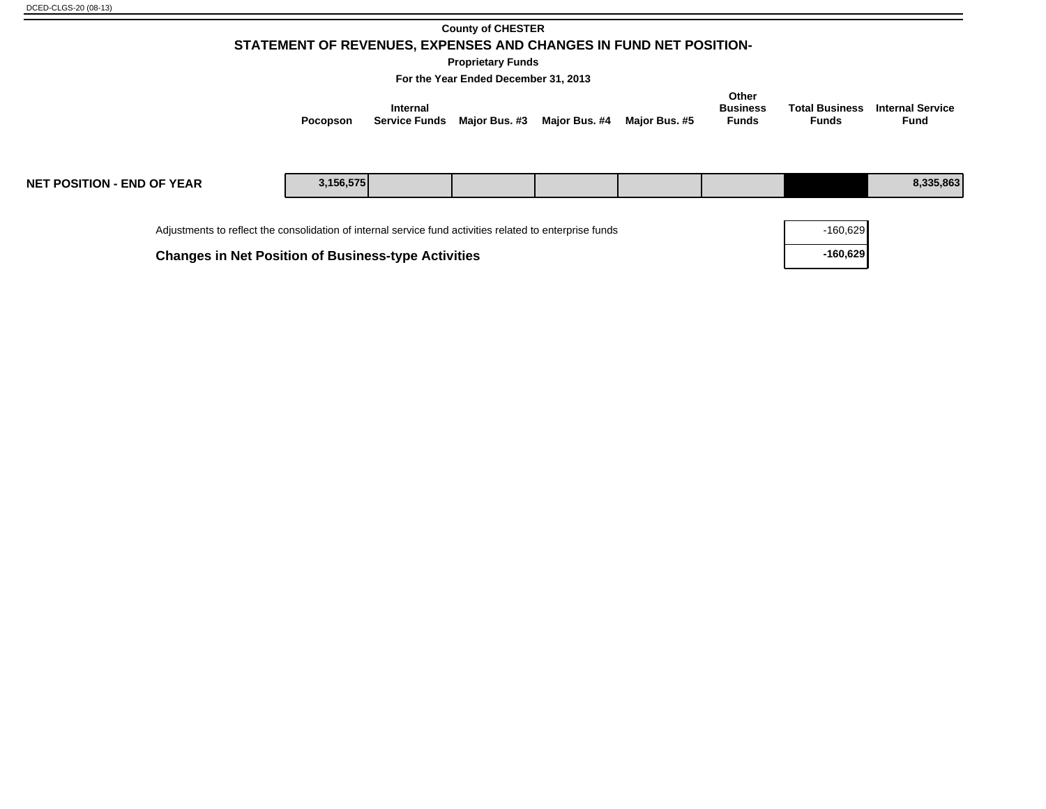DCED-CLGS-20 (08-13)

**County of CHESTER**

## STATEMENT OF REVENUES, EXPENSES AND CHANGES IN FUND NET POSITION-

**Proprietary Funds**

**For the Year Ended December 31, 2013**

| | Pocopson | Internal Service Funds | Major Bus. #3 | Major Bus. #4 | Major Bus. #5 | Other Business Funds | Total Business Funds | Internal Service Fund |
|---|---|---|---|---|---|---|---|---|
| **NET POSITION - END OF YEAR** | 3,156,575 | | | | | | | 8,335,863 |

| | |
|---|---|
| Adjustments to reflect the consolidation of internal service fund activities related to enterprise funds | -160,629 |
| **Changes in Net Position of Business-type Activities** | **-160,629** |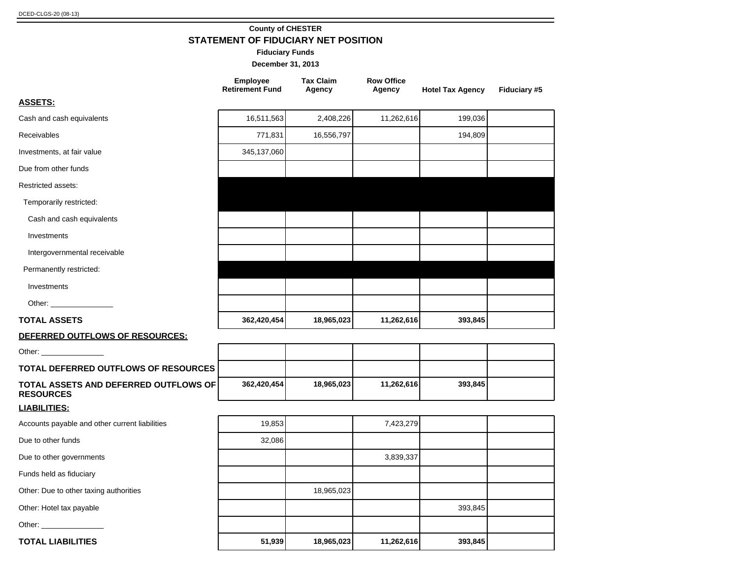DCED-CLGS-20 (08-13)

**County of CHESTER**

## STATEMENT OF FIDUCIARY NET POSITION

**Fiduciary Funds**

**December 31, 2013**

| | Employee Retirement Fund | Tax Claim Agency | Row Office Agency | Hotel Tax Agency | Fiduciary #5 |
|---|---|---|---|---|---|
| **ASSETS:** | | | | | |
| Cash and cash equivalents | 16,511,563 | 2,408,226 | 11,262,616 | 199,036 | |
| Receivables | 771,831 | 16,556,797 | | 194,809 | |
| Investments, at fair value | 345,137,060 | | | | |
| Due from other funds | | | | | |
| Restricted assets: | | | | | |
| Temporarily restricted: | | | | | |
| Cash and cash equivalents | | | | | |
| Investments | | | | | |
| Intergovernmental receivable | | | | | |
| Permanently restricted: | | | | | |
| Investments | | | | | |
| Other: _______________ | | | | | |
| **TOTAL ASSETS** | **362,420,454** | **18,965,023** | **11,262,616** | **393,845** | |
| **DEFERRED OUTFLOWS OF RESOURCES:** | | | | | |
| Other: _______________ | | | | | |
| **TOTAL DEFERRED OUTFLOWS OF RESOURCES** | | | | | |
| **TOTAL ASSETS AND DEFERRED OUTFLOWS OF RESOURCES** | **362,420,454** | **18,965,023** | **11,262,616** | **393,845** | |
| **LIABILITIES:** | | | | | |
| Accounts payable and other current liabilities | 19,853 | | 7,423,279 | | |
| Due to other funds | 32,086 | | | | |
| Due to other governments | | | 3,839,337 | | |
| Funds held as fiduciary | | | | | |
| Other: Due to other taxing authorities | | 18,965,023 | | | |
| Other: Hotel tax payable | | | | 393,845 | |
| Other: _______________ | | | | | |
| **TOTAL LIABILITIES** | **51,939** | **18,965,023** | **11,262,616** | **393,845** | |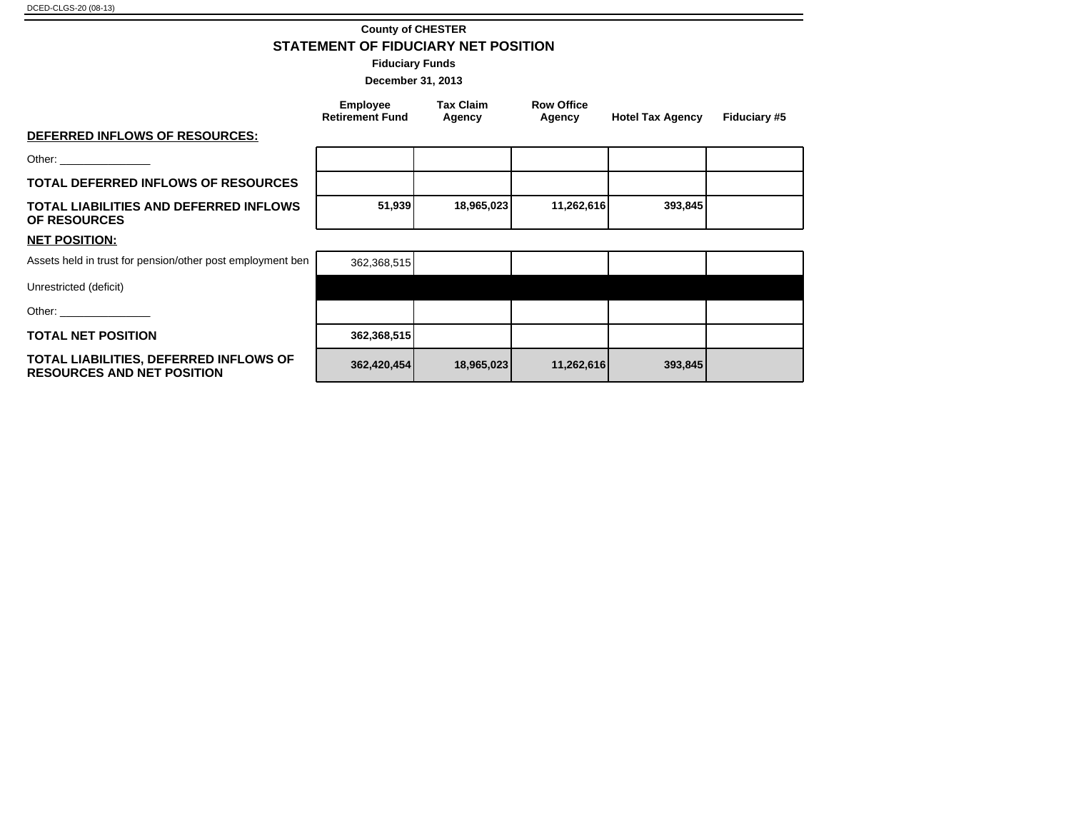DCED-CLGS-20 (08-13)

**County of CHESTER**

## STATEMENT OF FIDUCIARY NET POSITION

**Fiduciary Funds**

**December 31, 2013**

| | Employee Retirement Fund | Tax Claim Agency | Row Office Agency | Hotel Tax Agency | Fiduciary #5 |
|---|---|---|---|---|---|
| **DEFERRED INFLOWS OF RESOURCES:** | | | | | |
| Other: _______________ | | | | | |
| **TOTAL DEFERRED INFLOWS OF RESOURCES** | | | | | |
| **TOTAL LIABILITIES AND DEFERRED INFLOWS OF RESOURCES** | **51,939** | **18,965,023** | **11,262,616** | **393,845** | |
| **NET POSITION:** | | | | | |
| Assets held in trust for pension/other post employment ben | 362,368,515 | | | | |
| Unrestricted (deficit) | | | | | |
| Other: _______________ | | | | | |
| **TOTAL NET POSITION** | **362,368,515** | | | | |
| **TOTAL LIABILITIES, DEFERRED INFLOWS OF RESOURCES AND NET POSITION** | **362,420,454** | **18,965,023** | **11,262,616** | **393,845** | |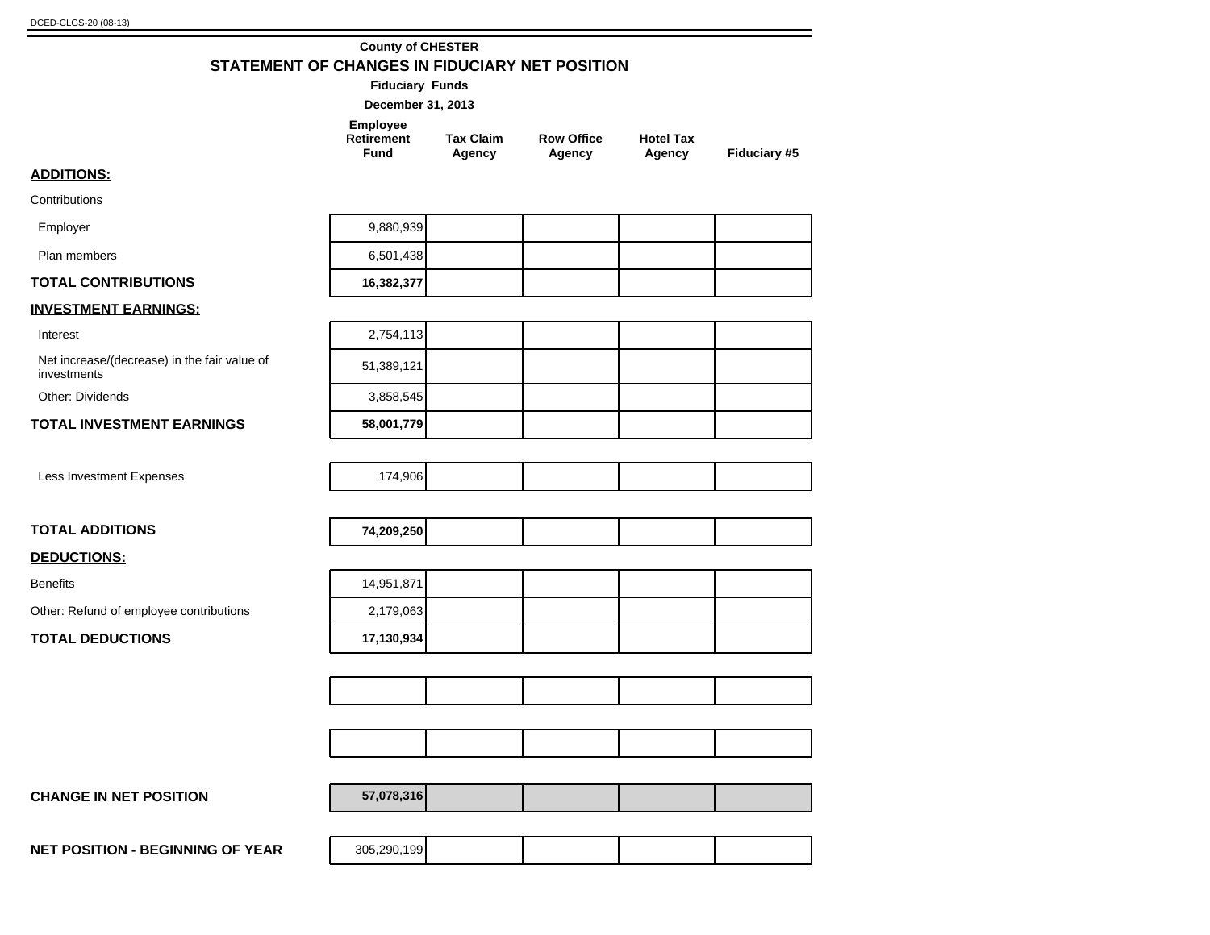DCED-CLGS-20 (08-13)

**County of CHESTER**

## STATEMENT OF CHANGES IN FIDUCIARY NET POSITION

**Fiduciary Funds**

**December 31, 2013**

| | Employee Retirement Fund | Tax Claim Agency | Row Office Agency | Hotel Tax Agency | Fiduciary #5 |
|---|---|---|---|---|---|
| **ADDITIONS:** | | | | | |
| Contributions | | | | | |
| Employer | 9,880,939 | | | | |
| Plan members | 6,501,438 | | | | |
| **TOTAL CONTRIBUTIONS** | **16,382,377** | | | | |
| **INVESTMENT EARNINGS:** | | | | | |
| Interest | 2,754,113 | | | | |
| Net increase/(decrease) in the fair value of investments | 51,389,121 | | | | |
| Other: Dividends | 3,858,545 | | | | |
| **TOTAL INVESTMENT EARNINGS** | **58,001,779** | | | | |
| Less Investment Expenses | 174,906 | | | | |
| **TOTAL ADDITIONS** | **74,209,250** | | | | |
| **DEDUCTIONS:** | | | | | |
| Benefits | 14,951,871 | | | | |
| Other: Refund of employee contributions | 2,179,063 | | | | |
| **TOTAL DEDUCTIONS** | **17,130,934** | | | | |
| | | | | | |
| | | | | | |
| **CHANGE IN NET POSITION** | **57,078,316** | | | | |
| **NET POSITION - BEGINNING OF YEAR** | 305,290,199 | | | | |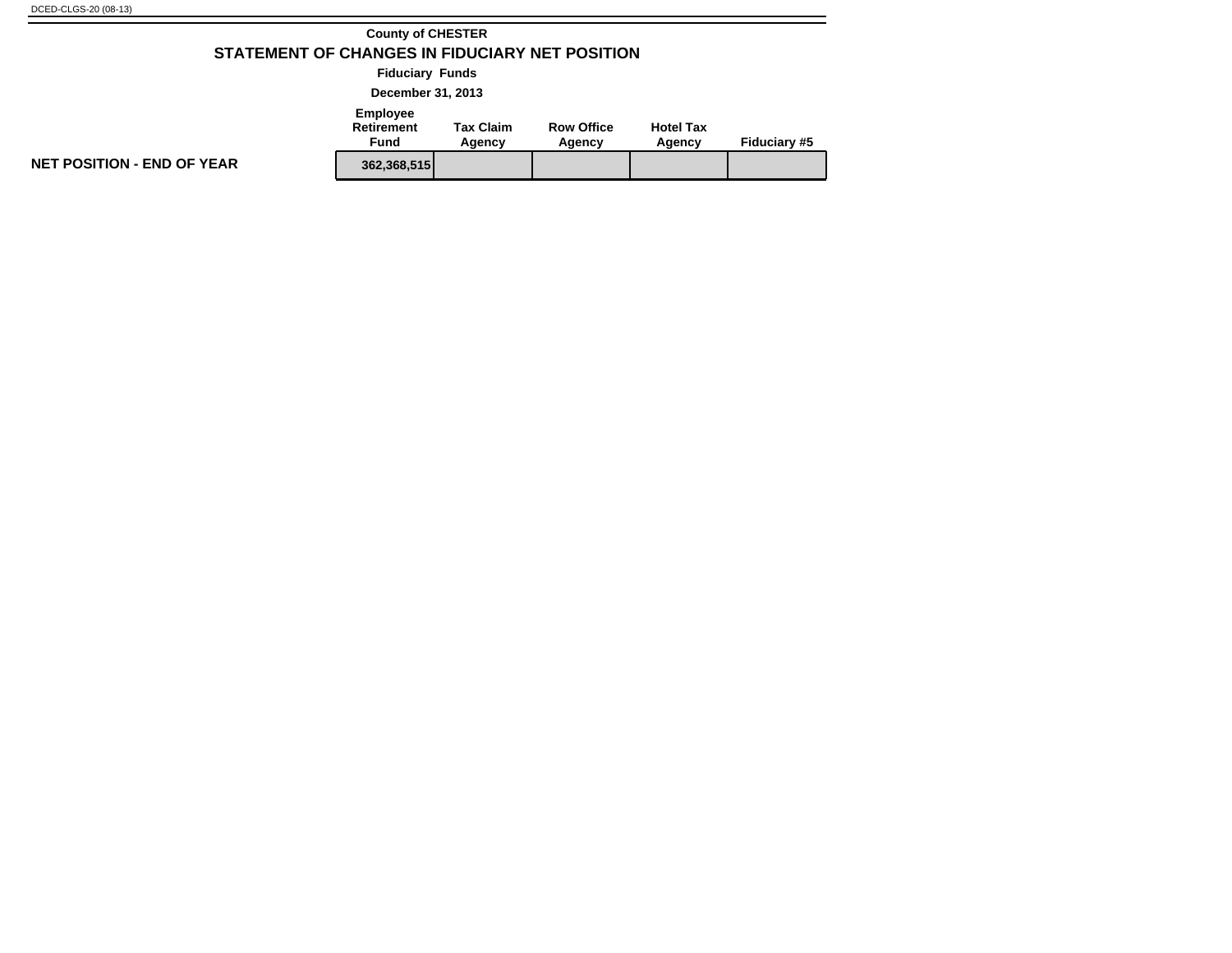DCED-CLGS-20 (08-13)

**County of CHESTER**

## STATEMENT OF CHANGES IN FIDUCIARY NET POSITION

**Fiduciary Funds**

**December 31, 2013**

| | Employee Retirement Fund | Tax Claim Agency | Row Office Agency | Hotel Tax Agency | Fiduciary #5 |
|---|---|---|---|---|---|
| **NET POSITION - END OF YEAR** | 362,368,515 | | | | |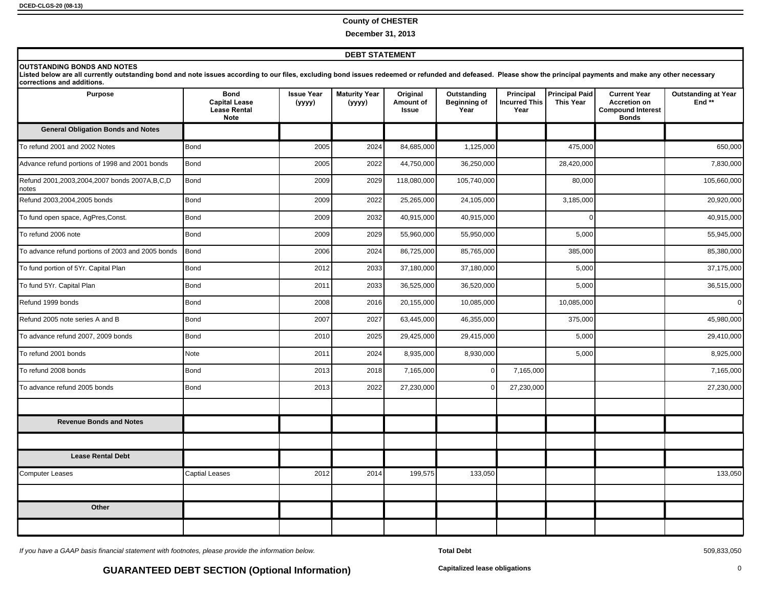DCED-CLGS-20 (08-13)

**County of CHESTER**

**December 31, 2013**

## DEBT STATEMENT

**OUTSTANDING BONDS AND NOTES**

**Listed below are all currently outstanding bond and note issues according to our files, excluding bond issues redeemed or refunded and defeased. Please show the principal payments and make any other necessary corrections and additions.**

| Purpose | Bond Capital Lease Lease Rental Note | Issue Year (yyyy) | Maturity Year (yyyy) | Original Amount of Issue | Outstanding Beginning of Year | Principal Incurred This Year | Principal Paid This Year | Current Year Accretion on Compound Interest Bonds | Outstanding at Year End ** |
|---|---|---|---|---|---|---|---|---|---|
| **General Obligation Bonds and Notes** | | | | | | | | | |
| To refund 2001 and 2002 Notes | Bond | 2005 | 2024 | 84,685,000 | 1,125,000 | | 475,000 | | 650,000 |
| Advance refund portions of 1998 and 2001 bonds | Bond | 2005 | 2022 | 44,750,000 | 36,250,000 | | 28,420,000 | | 7,830,000 |
| Refund 2001,2003,2004,2007 bonds 2007A,B,C,D notes | Bond | 2009 | 2029 | 118,080,000 | 105,740,000 | | 80,000 | | 105,660,000 |
| Refund 2003,2004,2005 bonds | Bond | 2009 | 2022 | 25,265,000 | 24,105,000 | | 3,185,000 | | 20,920,000 |
| To fund open space, AgPres,Const. | Bond | 2009 | 2032 | 40,915,000 | 40,915,000 | | 0 | | 40,915,000 |
| To refund 2006 note | Bond | 2009 | 2029 | 55,960,000 | 55,950,000 | | 5,000 | | 55,945,000 |
| To advance refund portions of 2003 and 2005 bonds | Bond | 2006 | 2024 | 86,725,000 | 85,765,000 | | 385,000 | | 85,380,000 |
| To fund portion of 5Yr. Capital Plan | Bond | 2012 | 2033 | 37,180,000 | 37,180,000 | | 5,000 | | 37,175,000 |
| To fund 5Yr. Capital Plan | Bond | 2011 | 2033 | 36,525,000 | 36,520,000 | | 5,000 | | 36,515,000 |
| Refund 1999 bonds | Bond | 2008 | 2016 | 20,155,000 | 10,085,000 | | 10,085,000 | | 0 |
| Refund 2005 note series A and B | Bond | 2007 | 2027 | 63,445,000 | 46,355,000 | | 375,000 | | 45,980,000 |
| To advance refund 2007, 2009 bonds | Bond | 2010 | 2025 | 29,425,000 | 29,415,000 | | 5,000 | | 29,410,000 |
| To refund 2001 bonds | Note | 2011 | 2024 | 8,935,000 | 8,930,000 | | 5,000 | | 8,925,000 |
| To refund 2008 bonds | Bond | 2013 | 2018 | 7,165,000 | 0 | 7,165,000 | | | 7,165,000 |
| To advance refund 2005 bonds | Bond | 2013 | 2022 | 27,230,000 | 0 | 27,230,000 | | | 27,230,000 |
| | | | | | | | | | |
| **Revenue Bonds and Notes** | | | | | | | | | |
| | | | | | | | | | |
| **Lease Rental Debt** | | | | | | | | | |
| Computer Leases | Captial Leases | 2012 | 2014 | 199,575 | 133,050 | | | | 133,050 |
| | | | | | | | | | |
| **Other** | | | | | | | | | |
| | | | | | | | | | |

*If you have a GAAP basis financial statement with footnotes, please provide the information below.*

**Total Debt** 509,833,050

**GUARANTEED DEBT SECTION (Optional Information)**

**Capitalized lease obligations** 0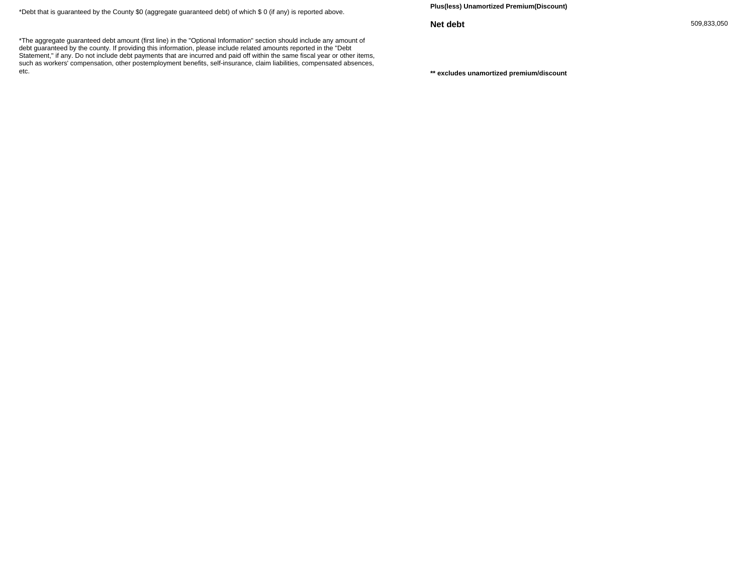*Debt that is guaranteed by the County $0 (aggregate guaranteed debt) of which $ 0 (if any) is reported above.

*The aggregate guaranteed debt amount (first line) in the "Optional Information" section should include any amount of debt guaranteed by the county. If providing this information, please include related amounts reported in the "Debt Statement," if any. Do not include debt payments that are incurred and paid off within the same fiscal year or other items, such as workers' compensation, other postemployment benefits, self-insurance, claim liabilities, compensated absences, etc.

| | |
|---|---|
| **Plus(less) Unamortized Premium(Discount)** | |
| **Net debt** | 509,833,050 |

**** excludes unamortized premium/discount**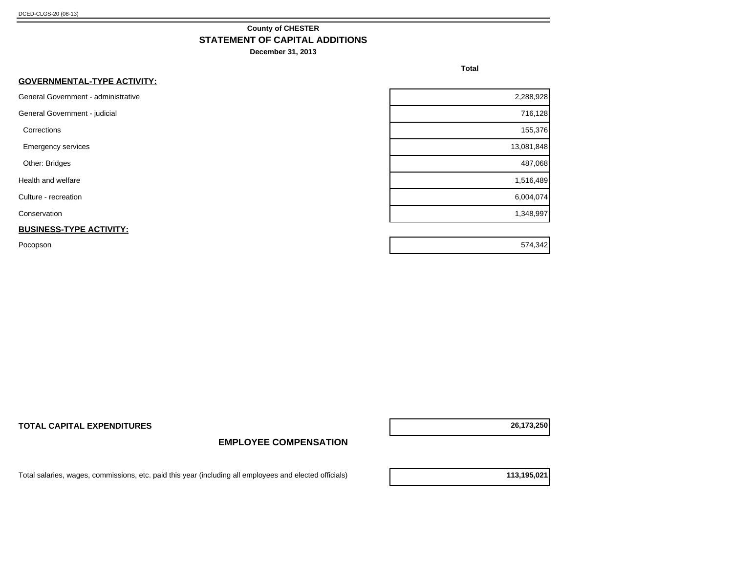DCED-CLGS-20 (08-13)

**County of CHESTER**

## STATEMENT OF CAPITAL ADDITIONS

**December 31, 2013**

| | Total |
|---|---|
| **GOVERNMENTAL-TYPE ACTIVITY:** | |
| General Government - administrative | 2,288,928 |
| General Government - judicial | 716,128 |
| Corrections | 155,376 |
| Emergency services | 13,081,848 |
| Other: Bridges | 487,068 |
| Health and welfare | 1,516,489 |
| Culture - recreation | 6,004,074 |
| Conservation | 1,348,997 |
| **BUSINESS-TYPE ACTIVITY:** | |
| Pocopson | 574,342 |
| **TOTAL CAPITAL EXPENDITURES** | **26,173,250** |

## EMPLOYEE COMPENSATION

| | |
|---|---|
| Total salaries, wages, commissions, etc. paid this year (including all employees and elected officials) | **113,195,021** |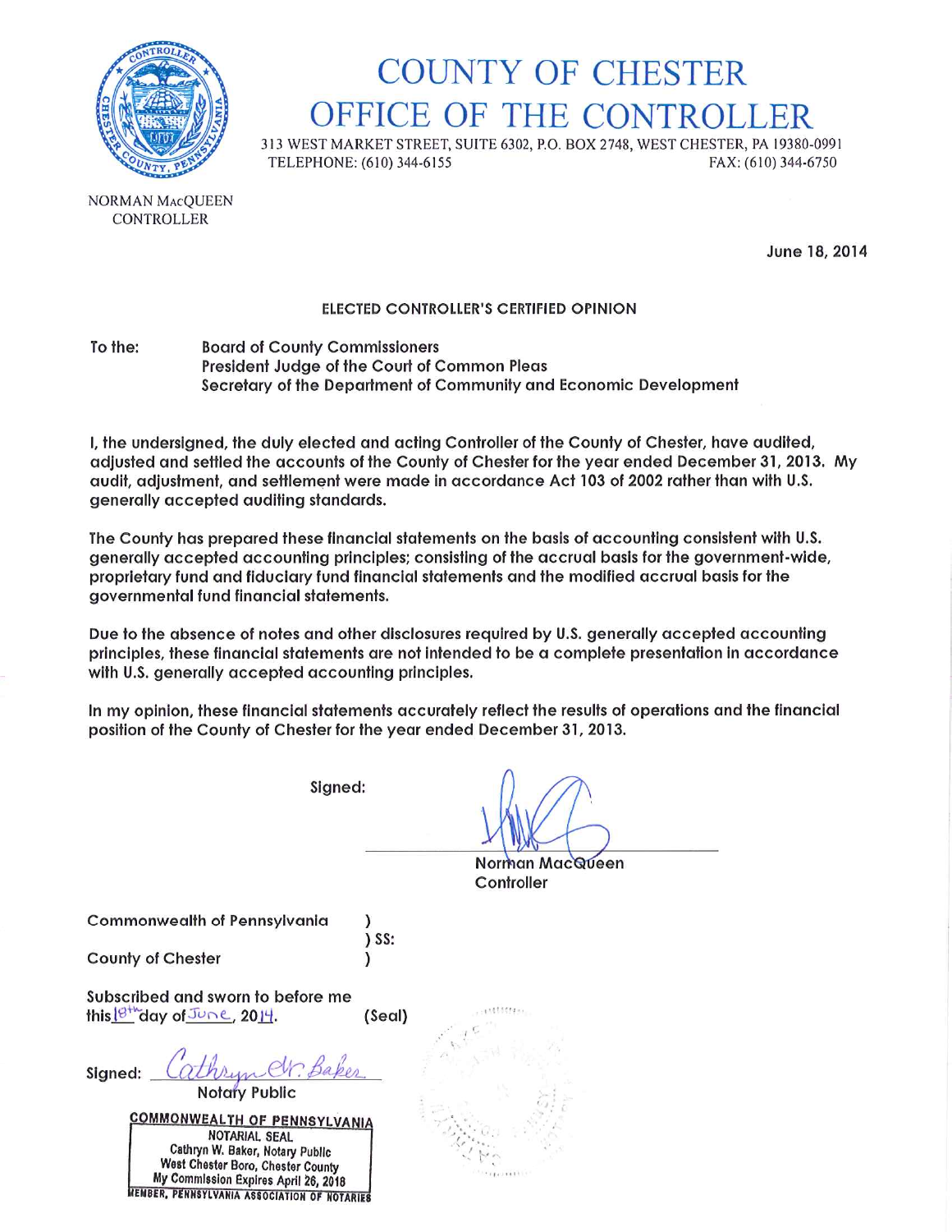# COUNTY OF CHESTER
# OFFICE OF THE CONTROLLER

313 WEST MARKET STREET, SUITE 6302, P.O. BOX 2748, WEST CHESTER, PA 19380-0991
TELEPHONE: (610) 344-6155 FAX: (610) 344-6750

NORMAN MacQUEEN
CONTROLLER

June 18, 2014

## ELECTED CONTROLLER'S CERTIFIED OPINION

To the: Board of County Commissioners
President Judge of the Court of Common Pleas
Secretary of the Department of Community and Economic Development

I, the undersigned, the duly elected and acting Controller of the County of Chester, have audited, adjusted and settled the accounts of the County of Chester for the year ended December 31, 2013. My audit, adjustment, and settlement were made in accordance Act 103 of 2002 rather than with U.S. generally accepted auditing standards.

The County has prepared these financial statements on the basis of accounting consistent with U.S. generally accepted accounting principles; consisting of the accrual basis for the government-wide, proprietary fund and fiduciary fund financial statements and the modified accrual basis for the governmental fund financial statements.

Due to the absence of notes and other disclosures required by U.S. generally accepted accounting principles, these financial statements are not intended to be a complete presentation in accordance with U.S. generally accepted accounting principles.

In my opinion, these financial statements accurately reflect the results of operations and the financial position of the County of Chester for the year ended December 31, 2013.

Signed: ____________________
Norman MacQueen
Controller

Commonwealth of Pennsylvania )
) SS:
County of Chester )

Subscribed and sworn to before me
this 18th day of June, 2014. (Seal)

Signed: Cathryn W. Baker
Notary Public

COMMONWEALTH OF PENNSYLVANIA
NOTARIAL SEAL
Cathryn W. Baker, Notary Public
West Chester Boro, Chester County
My Commission Expires April 26, 2018
MEMBER, PENNSYLVANIA ASSOCIATION OF NOTARIES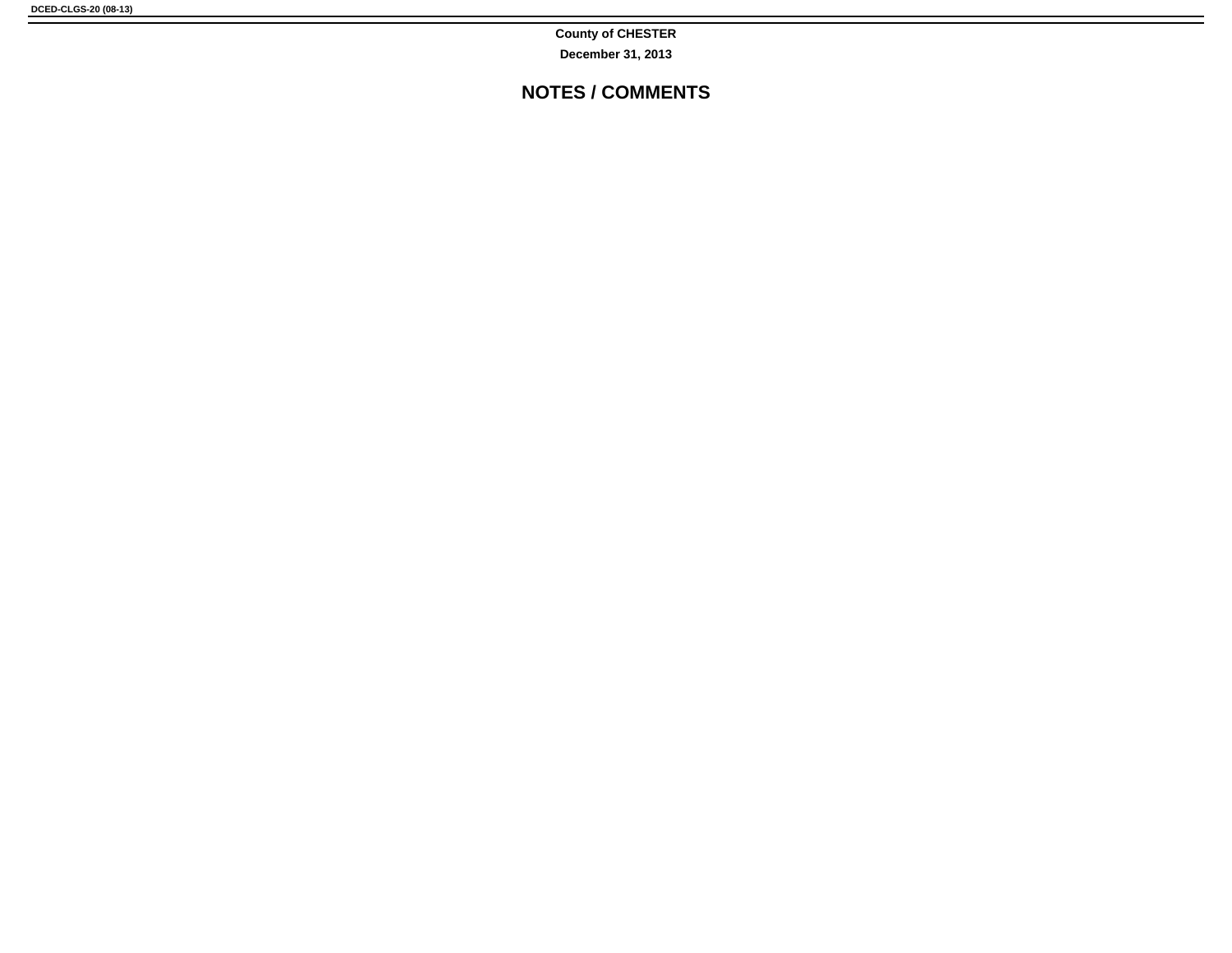County of CHESTER

December 31, 2013

# NOTES / COMMENTS